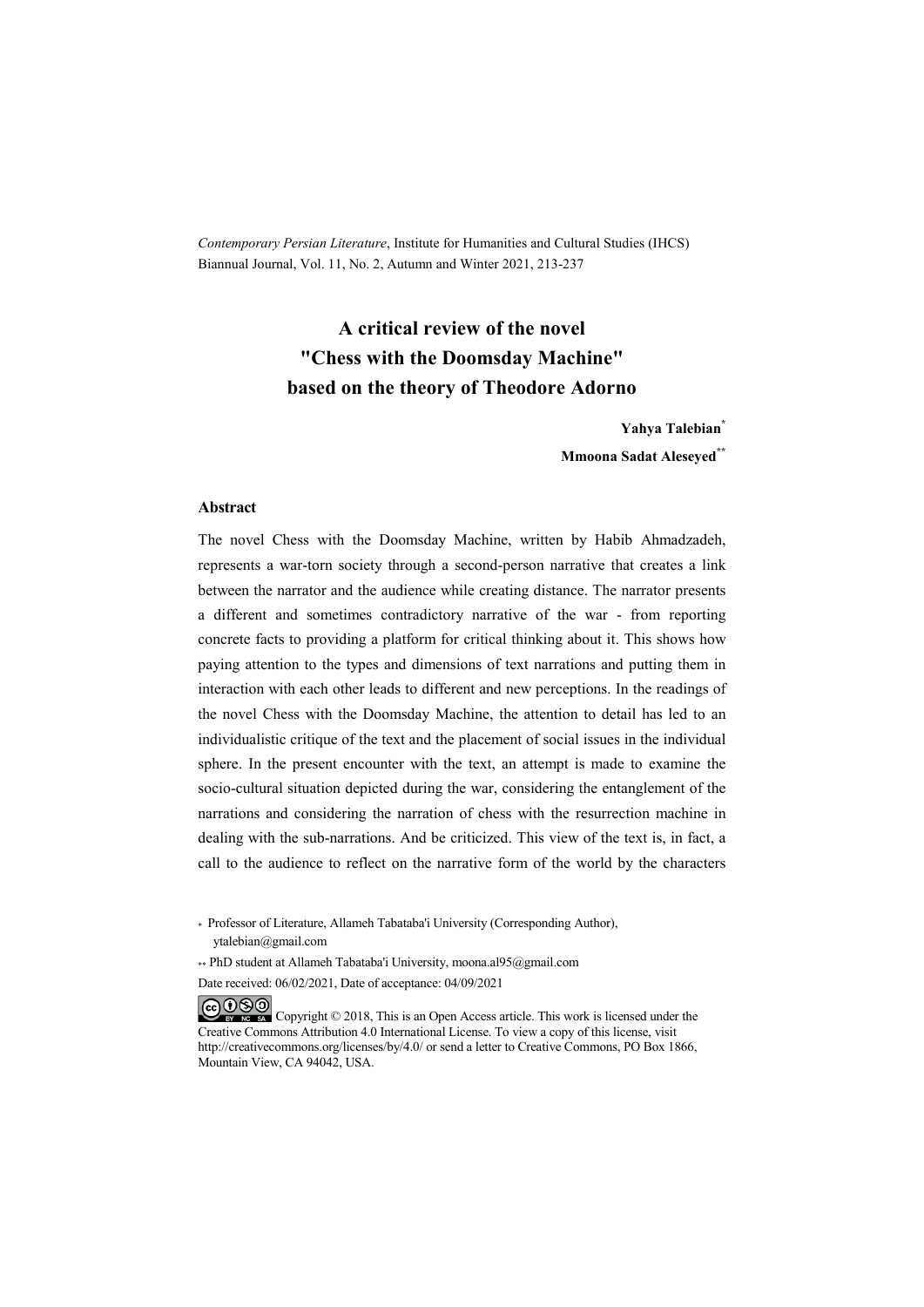*Contemporary Persian Literature*, Institute for Humanities and Cultural Studies (IHCS)
Biannual Journal, Vol. 11, No. 2, Autumn and Winter 2021, 213-237

# A critical review of the novel "Chess with the Doomsday Machine" based on the theory of Theodore Adorno

**Yahya Talebian***

**Mmoona Sadat Aleseyed****

### Abstract

The novel Chess with the Doomsday Machine, written by Habib Ahmadzadeh, represents a war-torn society through a second-person narrative that creates a link between the narrator and the audience while creating distance. The narrator presents a different and sometimes contradictory narrative of the war - from reporting concrete facts to providing a platform for critical thinking about it. This shows how paying attention to the types and dimensions of text narrations and putting them in interaction with each other leads to different and new perceptions. In the readings of the novel Chess with the Doomsday Machine, the attention to detail has led to an individualistic critique of the text and the placement of social issues in the individual sphere. In the present encounter with the text, an attempt is made to examine the socio-cultural situation depicted during the war, considering the entanglement of the narrations and considering the narration of chess with the resurrection machine in dealing with the sub-narrations. And be criticized. This view of the text is, in fact, a call to the audience to reflect on the narrative form of the world by the characters

\* Professor of Literature, Allameh Tabataba'i University (Corresponding Author), ytalebian@gmail.com

\*\* PhD student at Allameh Tabataba'i University, moona.al95@gmail.com

Date received: 06/02/2021, Date of acceptance: 04/09/2021

Copyright © 2018, This is an Open Access article. This work is licensed under the Creative Commons Attribution 4.0 International License. To view a copy of this license, visit http://creativecommons.org/licenses/by/4.0/ or send a letter to Creative Commons, PO Box 1866, Mountain View, CA 94042, USA.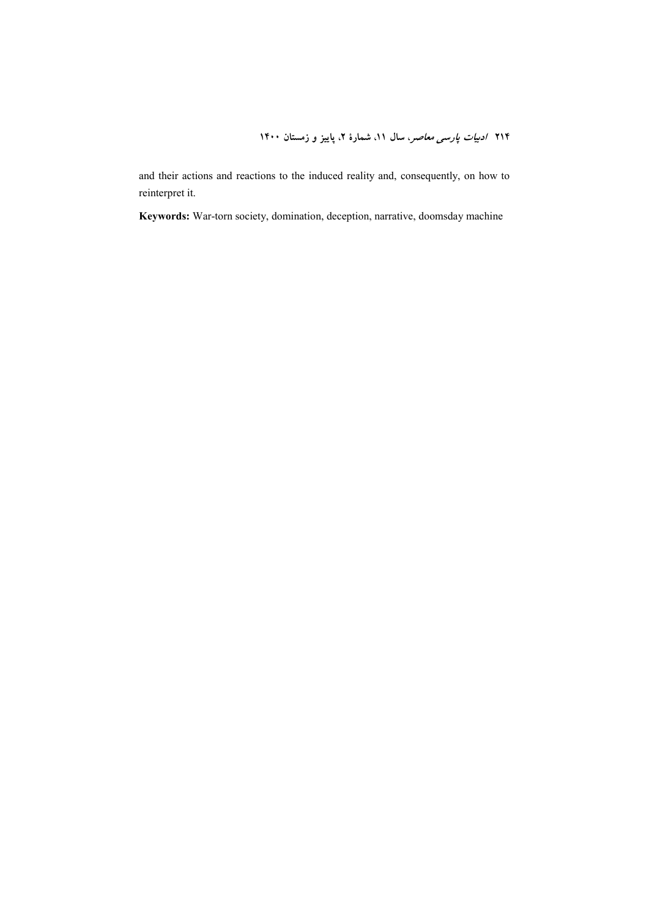and their actions and reactions to the induced reality and, consequently, on how to reinterpret it.

**Keywords:** War-torn society, domination, deception, narrative, doomsday machine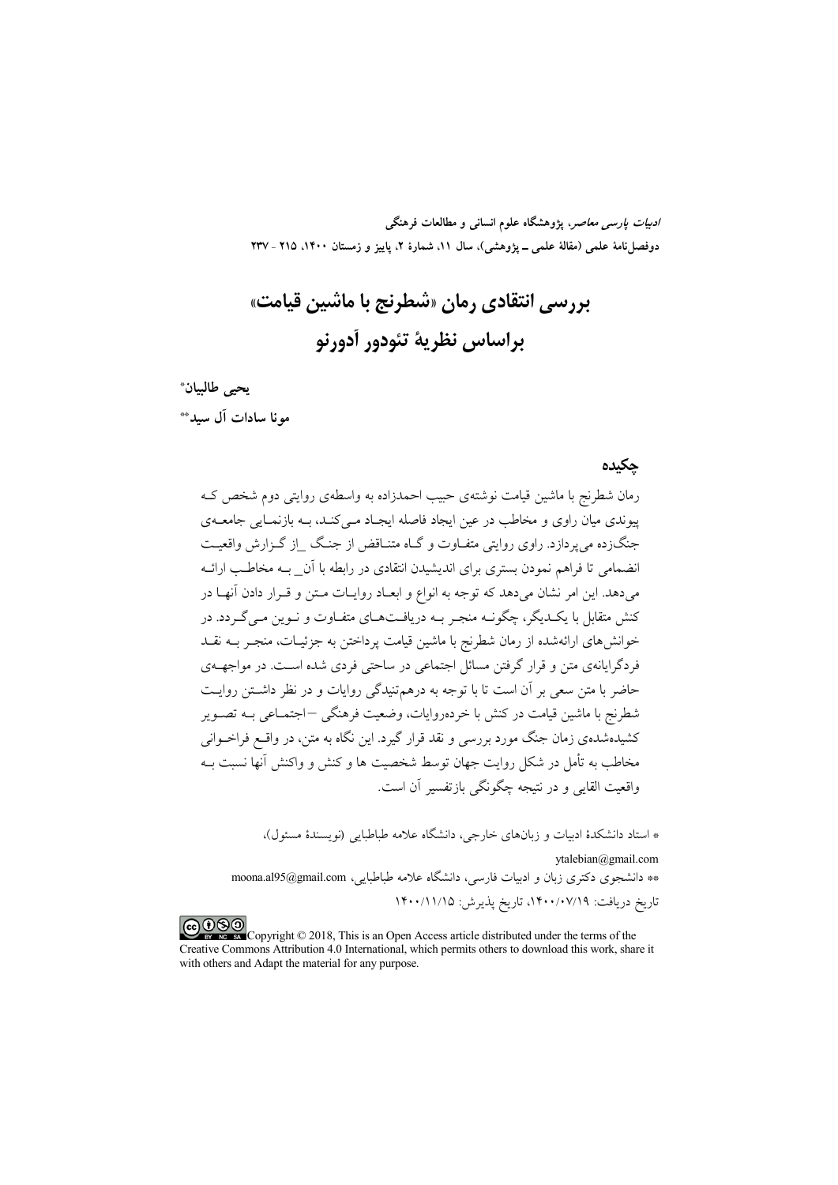# بررسی انتقادی رمان «شطرنج با ماشین قیامت» براساس نظریهٔ تئودور آدورنو

**یحیی طالبیان***

**مونا سادات آل سید****

## چکیده

رمان شطرنج با ماشین قیامت نوشته‌ی حبیب احمدزاده به واسطه‌ی روایتی دوم شخص که پیوندی میان راوی و مخاطب در عین ایجاد فاصله ایجاد می‌کند، به بازنمایی جامعه‌ی جنگ‌زده می‌پردازد. راوی روایتی متفاوت و گاه متناقض از جنگ _از گزارش واقعیت انضمامی تا فراهم نمودن بستری برای اندیشیدن انتقادی در رابطه با آن_ به مخاطب ارائه می‌دهد. این امر نشان می‌دهد که توجه به انواع و ابعاد روایات متن و قرار دادن آنها در کنش متقابل با یکدیگر، چگونه منجر به دریافت‌های متفاوت و نوین می‌گردد. در خوانش‌های ارائه‌شده از رمان شطرنج با ماشین قیامت پرداختن به جزئیات، منجر به نقد فردگرایانه‌ی متن و قرار گرفتن مسائل اجتماعی در ساحتی فردی شده است. در مواجهه‌ی حاضر با متن سعی بر آن است تا با توجه به درهم‌تنیدگی روایات و در نظر داشتن روایت شطرنج با ماشین قیامت در کنش با خرده‌روایات، وضعیت فرهنگی –اجتماعی به تصویر کشیده‌شده‌ی زمان جنگ مورد بررسی و نقد قرار گیرد. این نگاه به متن، در واقع فراخوانی مخاطب به تأمل در شکل روایت جهان توسط شخصیت ها و کنش و واکنش آنها نسبت به واقعیت القایی و در نتیجه چگونگی بازتفسیر آن است.

\* استاد دانشکدهٔ ادبیات و زبان‌های خارجی، دانشگاه علامه طباطبایی (نویسندهٔ مسئول)، ytalebian@gmail.com

\*\* دانشجوی دکتری زبان و ادبیات فارسی، دانشگاه علامه طباطبایی، moona.al95@gmail.com

تاریخ دریافت: ۱۴۰۰/۰۷/۱۹، تاریخ پذیرش: ۱۴۰۰/۱۱/۱۵

Copyright © 2018, This is an Open Access article distributed under the terms of the Creative Commons Attribution 4.0 International, which permits others to download this work, share it with others and Adapt the material for any purpose.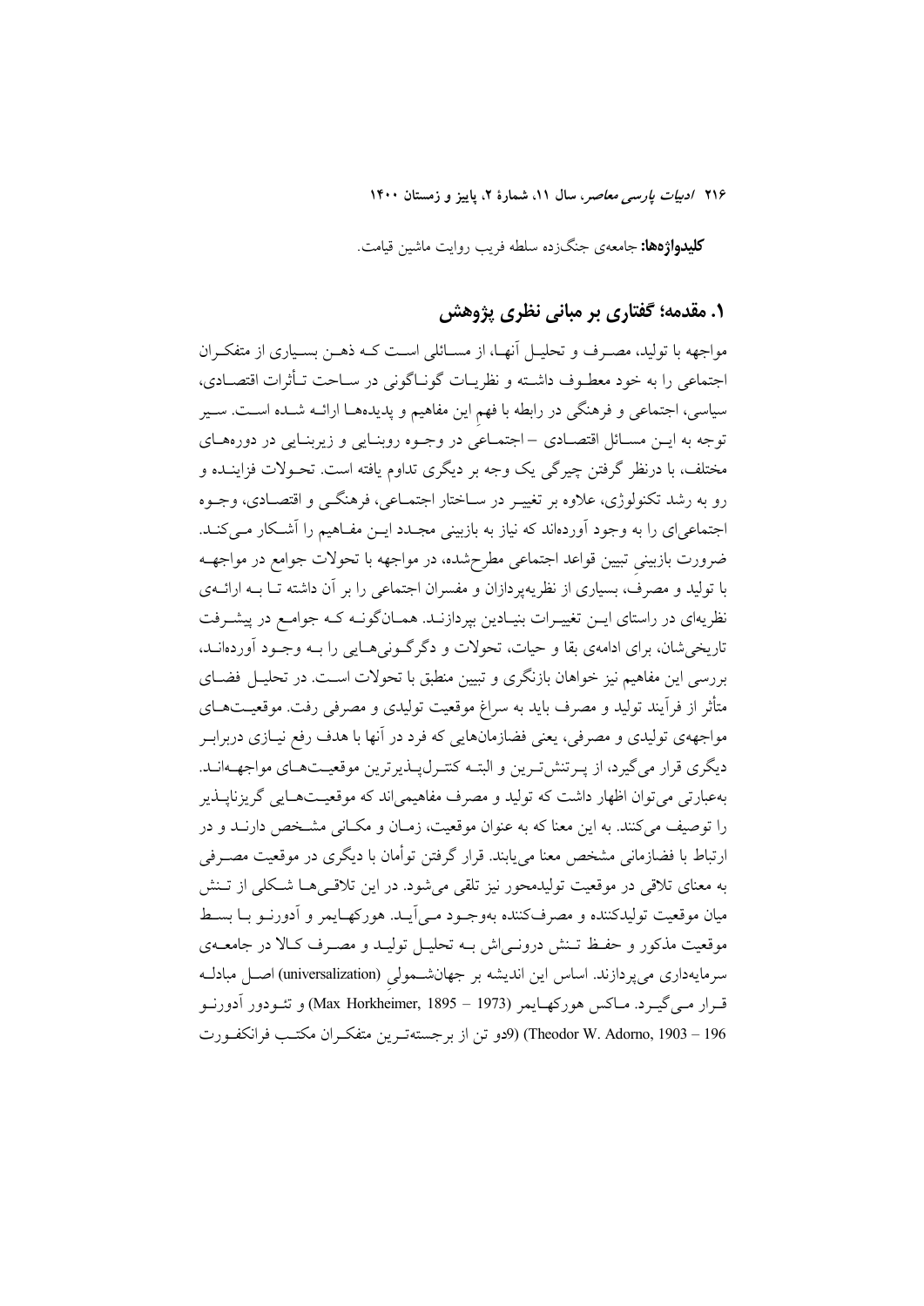**کلیدواژه‌ها:** جامعه‌ی جنگ‌زده سلطه فریب روایت ماشین قیامت.

## ۱. مقدمه؛ گفتاری بر مبانی نظری پژوهش

مواجهه با تولید، مصرف و تحلیل آنها، از مسائلی است که ذهن بسیاری از متفکران اجتماعی را به خود معطوف داشته و نظریات گوناگونی در ساحت تأثرات اقتصادی، سیاسی، اجتماعی و فرهنگی در رابطه با فهم این مفاهیم و پدیده‌ها ارائه شده است. سیر توجه به این مسائل اقتصادی – اجتماعی در وجوه روبنایی و زیربنایی در دوره‌های مختلف، با درنظر گرفتن چیرگی یک وجه بر دیگری تداوم یافته است. تحولات فزاینده و رو به رشد تکنولوژی، علاوه بر تغییر در ساختار اجتماعی، فرهنگی و اقتصادی، وجوه اجتماعی‌ای را به وجود آورده‌اند که نیاز به بازبینی مجدد این مفاهیم را آشکار می‌کند. ضرورت بازبینیِ تبیین قواعد اجتماعی مطرح‌شده، در مواجهه با تحولات جوامع در مواجهه با تولید و مصرف، بسیاری از نظریه‌پردازان و مفسران اجتماعی را بر آن داشته تا به ارائه‌ی نظریه‌ای در راستای این تغییرات بنیادین بپردازند. همان‌گونه که جوامع در پیشرفت تاریخی‌شان، برای ادامه‌ی بقا و حیات، تحولات و دگرگونی‌هایی را به وجود آورده‌اند، بررسی این مفاهیم نیز خواهان بازنگری و تبیین منطبق با تحولات است. در تحلیل فضای متأثر از فرآیند تولید و مصرف باید به سراغ موقعیت تولیدی و مصرفی رفت. موقعیت‌های مواجهه‌ی تولیدی و مصرفی، یعنی فضازمان‌هایی که فرد در آنها با هدف رفع نیازی دربرابر دیگری قرار می‌گیرد، از پرتنش‌ترین و البته کنترل‌پذیرترین موقعیت‌های مواجهه‌اند. به‌عبارتی می‌توان اظهار داشت که تولید و مصرف مفاهیمی‌اند که موقعیت‌هایی گریزناپذیر را توصیف می‌کنند. به این معنا که به عنوان موقعیت، زمان و مکانی مشخص دارند و در ارتباط با فضازمانی مشخص معنا می‌یابند. قرار گرفتن توأمان با دیگری در موقعیت مصرفی به معنای تلاقی در موقعیت تولیدمحور نیز تلقی می‌شود. در این تلاقی‌ها شکلی از تنش میان موقعیت تولیدکننده و مصرف‌کننده به‌وجود می‌آید. هورکهایمر و آدورنو با بسط موقعیت مذکور و حفظ تنش درونی‌اش به تحلیل تولید و مصرف کالا در جامعه‌ی سرمایه‌داری می‌پردازند. اساس این اندیشه بر جهان‌شمولیِ (universalization) اصل مبادله قرار می‌گیرد. ماکس هورکهایمر (Max Horkheimer, 1895 – 1973) و تئودور آدورنو (Theodor W. Adorno, 1903 – 196 9)دو تن از برجسته‌ترین متفکران مکتب فرانکفورت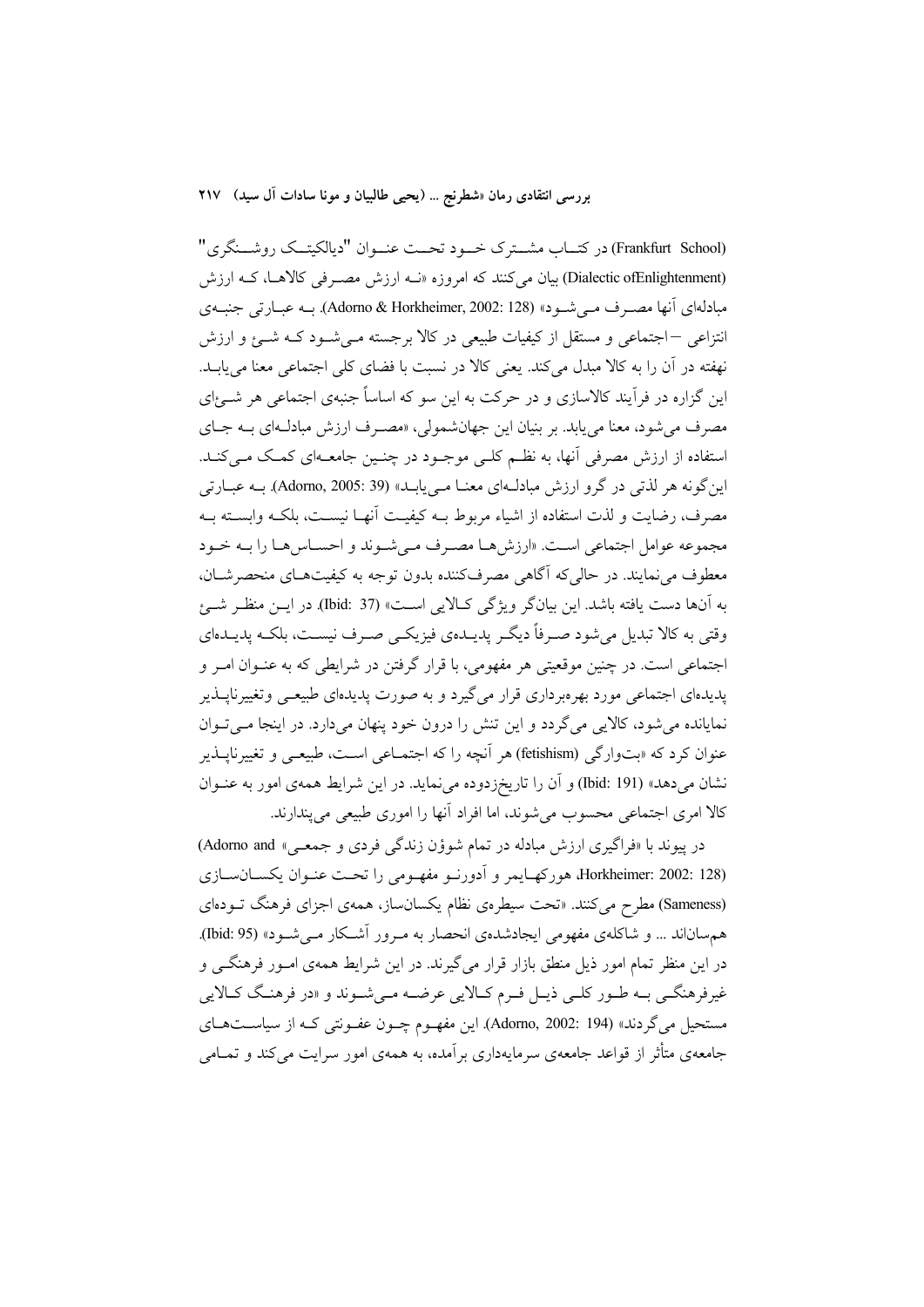(Frankfurt School) در کتـاب مشـترک خـود تحـت عنـوان "دیالکتیـک روشـنگری" (Dialectic ofEnlightenment) بیان می‌کنند که امروزه «نـه ارزش مصـرفی کالاهـا، کـه ارزش مبادله‌ای آنها مصـرف مـی‌شـود» (Adorno & Horkheimer, 2002: 128). بـه عبـارتی جنبـه‌ی انتزاعی – اجتماعی و مستقل از کیفیات طبیعی در کالا برجسته مـی‌شـود کـه شـئ و ارزش نهفته در آن را به کالا مبدل می‌کند. یعنی کالا در نسبت با فضای کلی اجتماعی معنا می‌یابـد. این گزاره در فرآیند کالاسازی و در حرکت به این سو که اساساً جنبه‌ی اجتماعی هر شـئ‌ای مصرف می‌شود، معنا می‌یابد. بر بنیان این جهان‌شمولی، «مصـرف ارزش مبادلـه‌ای بـه جـای استفاده از ارزش مصرفی آنها، به نظـم کلـی موجـود در چنـین جامعـه‌ای کمـک مـی‌کنـد. این‌گونه هر لذتی در گرو ارزش مبادلـه‌ای معنـا مـی‌یابـد» (Adorno, 2005: 39). بـه عبـارتی مصرف، رضایت و لذت استفاده از اشیاء مربوط بـه کیفیـت آنهـا نیسـت، بلکـه وابسـته بـه مجموعه عوامل اجتماعی اسـت. «ارزش‌هـا مصـرف مـی‌شـوند و احساس‌هـا را بـه خـود معطوف می‌نمایند. در حالی‌که آگاهی مصرف‌کننده بدون توجه به کیفیت‌هـای منحصرشـان، به آن‌ها دست یافته باشد. این بیانگر ویژگی کـالایی اسـت» (Ibid: 37). در ایـن منظـر شـئ وقتی به کالا تبدیل می‌شود صـرفاً دیگـر پدیـده‌ی فیزیکـی صـرف نیسـت، بلکـه پدیـده‌ای اجتماعی است. در چنین موقعیتی هر مفهومی، با قرار گرفتن در شرایطی که به عنـوان امـر و پدیده‌ای اجتماعی مورد بهره‌برداری قرار می‌گیرد و به صورت پدیده‌ای طبیعـی وتغییرناپـذیر نمایانده می‌شود، کالایی می‌گردد و این تنش را درون خود پنهان می‌دارد. در اینجا مـی‌تـوان عنوان کرد که «بت‌وارگی (fetishism) هر آنچه را که اجتمـاعی اسـت، طبیعـی و تغییرناپـذیر نشان می‌دهد» (Ibid: 191) و آن را تاریخ‌زدوده می‌نماید. در این شرایط همه‌ی امور به عنـوان کالا امری اجتماعی محسوب می‌شوند، اما افراد آنها را اموری طبیعی می‌پندارند.

در پیوند با «فراگیری ارزش مبادله در تمام شوؤن زندگی فردی و جمعـی» (Adorno and Horkheimer: 2002: 128)، هورکهـایمر و آدورنـو مفهـومی را تحـت عنـوان یکسـان‌سـازی (Sameness) مطرح می‌کنند. «تحت سیطره‌ی نظام یکسان‌ساز، همه‌ی اجزای فرهنگ تـوده‌ای همسان‌اند ... و شاکله‌ی مفهومی ایجادشده‌ی انحصار به مـرور آشـکار مـی‌شـود» (Ibid: 95). در این منظر تمام امور ذیل منطق بازار قرار می‌گیرند. در این شرایط همه‌ی امـور فرهنگـی و غیرفرهنگـی بـه طـور کلـی ذیـل فـرم کـالایی عرضـه مـی‌شـوند و «در فرهنـگ کـالایی مستحیل می‌گردند» (Adorno, 2002: 194). این مفهـوم چـون عفـونتی کـه از سیاسـت‌هـای جامعه‌ی متأثر از قواعد جامعه‌ی سرمایه‌داری برآمده، به همه‌ی امور سرایت می‌کند و تمـامی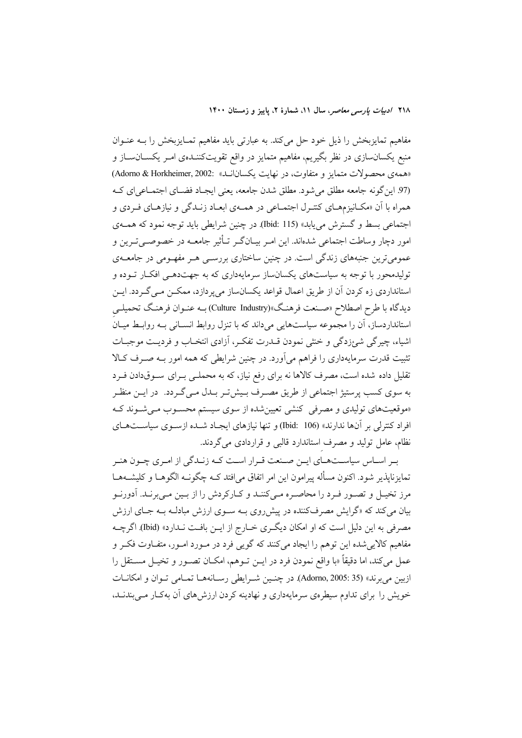مفاهیم تمایزبخش را ذیل خود حل می‌کند. به عبارتی باید مفاهیم تمایزبخش را به عنوان منبع یکسان‌سازی در نظر بگیریم، مفاهیم متمایز در واقع تقویت‌کننده‌ی امر یکسان‌ساز و «همه‌ی محصولات متمایز و متفاوت، در نهایت یکسان‌اند» (Adorno & Horkheimer, 2002: 97). این‌گونه جامعه مطلق می‌شود. مطلق شدن جامعه، یعنی ایجاد فضای اجتماعی‌ای که همراه با آن «مکانیزم‌های کنترل اجتماعی در همه‌ی ابعاد زندگی و نیازهای فردی و اجتماعی بسط و گسترش می‌یابد» (Ibid: 115). در چنین شرایطی باید توجه نمود که همه‌ی امور دچار وساطت اجتماعی شده‌اند. این امر بیان‌گر تأثیر جامعه در خصوصی‌ترین و عمومی‌ترین جنبه‌های زندگی است. در چنین ساختاری بررسی هر مفهومی در جامعه‌ی تولیدمحور با توجه به سیاست‌های یکسان‌ساز سرمایه‌داری که به جهت‌دهی افکار توده و استانداردی زه کردن آن از طریق اعمال قواعد یکسان‌ساز می‌پردازد، ممکن می‌گردد. این دیدگاه با طرح اصطلاح «صنعت فرهنگ»(Culture Industry) به عنوان فرهنگ تحمیلیِ استانداردساز، آن را مجموعه سیاست‌هایی می‌داند که با تنزل روابط انسانی به روابط میان اشیاء، چیرگی شیءزدگی و خنثی نمودن قدرت تفکر، آزادی انتخاب و فردیت موجبات تثبیت قدرت سرمایه‌داری را فراهم می‌آورد. در چنین شرایطی که همه امور به صرف کالا تقلیل داده شده است، مصرف کالاها نه برای رفع نیاز، که به محملی برای سوق‌دادن فرد به سوی کسب پرستیژ اجتماعی از طریق مصرف بیش‌تر بدل می‌گردد. در این منظر «موقعیت‌های تولیدی و مصرفی کنشی تعیین‌شده از سوی سیستم محسوب می‌شوند که افراد کنترلی بر آن‌ها ندارند» (Ibid: 106) و تنها نیازهای ایجاد شده ازسوی سیاست‌های نظام، عامل تولید و مصرف استاندارد قالبی و قراردادی می‌گردند.

بر اساس سیاست‌های این صنعت قرار است که زندگی از امری چون هنر تمایزناپذیر شود. اکنون مسأله پیرامون این امر اتفاق می‌افتد که چگونه الگوها و کلیشه‌ها مرز تخیل و تصور فرد را محاصره می‌کنند و کارکردش را از بین می‌برند. آدورنو بیان می‌کند که «گرایش مصرف‌کننده در پیش‌روی به سوی ارزش مبادله به جای ارزش مصرفی به این دلیل است که او امکان دیگری خارج از این بافت ندارد» (Ibid). اگرچه مفاهیم کالایی‌شده این توهم را ایجاد می‌کنند که گویی فرد در مورد امور، متفاوت فکر و عمل می‌کند، اما دقیقاً «با واقع نمودن فرد در این توهم، امکان تصور و تخیل مستقل را ازبین می‌برند» (Adorno, 2005: 35). در چنین شرایطی رسانه‌ها تمامی توان و امکانات خویش را برای تداوم سیطره‌ی سرمایه‌داری و نهادینه کردن ارزش‌های آن به‌کار می‌بندند،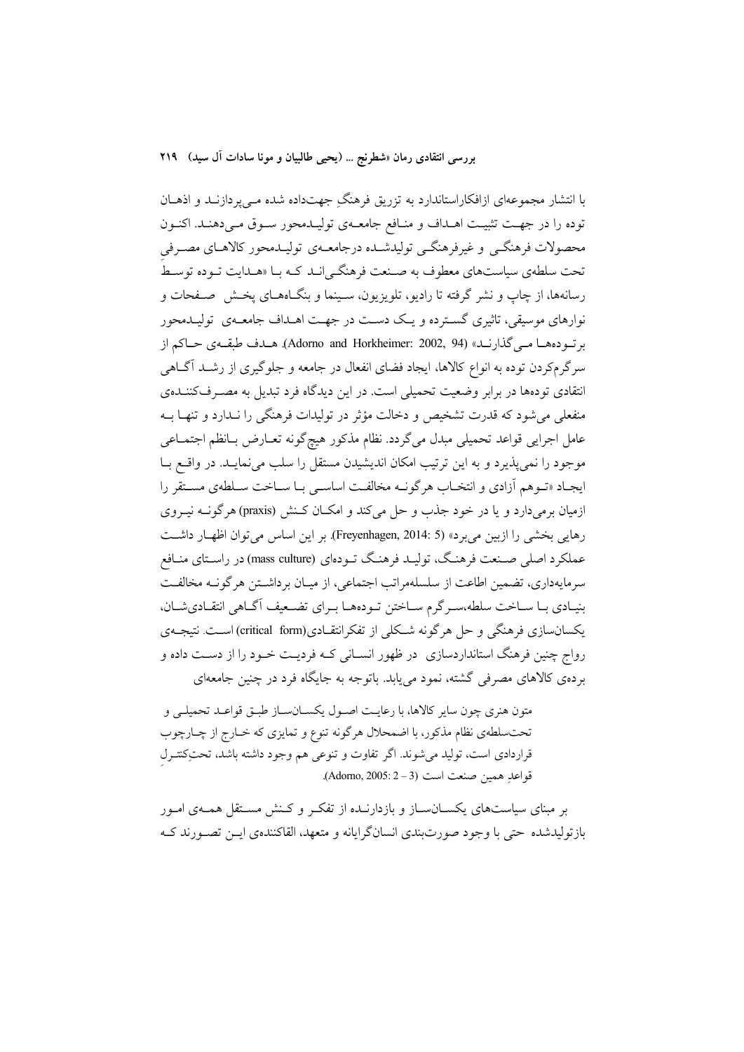با انتشار مجموعه‌ای ازافکاراستاندارد به تزریق فرهنگِ جهت‌داده شده می‌پردازند و اذهان توده را در جهت تثبیت اهداف و منافع جامعه‌ی تولیدمحور سوق می‌دهند. اکنون محصولات فرهنگی و غیرفرهنگی تولیدشده درجامعه‌ی تولیدمحور کالاهای مصرفیِ تحت سلطه‌ی سیاست‌های معطوف به صنعت فرهنگی‌اند که با «هدایت توده توسط رسانه‌ها، از چاپ و نشر گرفته تا رادیو، تلویزیون، سینما و بنگاه‌های پخش صفحات و نوارهای موسیقی، تاثیری گسترده و یک دست در جهت اهداف جامعه‌ی تولیدمحور برتوده‌ها می‌گذارند» (Adorno and Horkheimer: 2002, 94). هدف طبقه‌ی حاکم از سرگرم‌کردن توده به انواع کالاها، ایجاد فضای انفعال در جامعه و جلوگیری از رشد آگاهی انتقادی توده‌ها در برابر وضعیت تحمیلی است. در این دیدگاه فرد تبدیل به مصرف‌کننده‌ی منفعلی می‌شود که قدرت تشخیص و دخالت مؤثر در تولیدات فرهنگی را ندارد و تنها به عامل اجرایی قواعد تحمیلی مبدل می‌گردد. نظام مذکور هیچ‌گونه تعارض بانظم اجتماعی موجود را نمی‌پذیرد و به این ترتیب امکان اندیشیدن مستقل را سلب می‌نماید. در واقع با ایجاد «توهم آزادی و انتخاب هرگونه مخالفت اساسی با ساخت سلطه‌ی مستقر را ازمیان برمی‌دارد و یا در خود جذب و حل می‌کند و امکان کنش (praxis) هرگونه نیروی رهایی بخشی را ازبین می‌برد» (Freyenhagen, 2014: 5). بر این اساس می‌توان اظهار داشت عملکرد اصلی صنعت فرهنگ، تولید فرهنگ توده‌ای (mass culture) در راستای منافع سرمایه‌داری، تضمین اطاعت از سلسله‌مراتب اجتماعی، از میان برداشتن هرگونه مخالفت بنیادی با ساخت سلطه،سرگرم ساختن توده‌ها برای تضعیف آگاهی انتقادی‌شان، یکسان‌سازی فرهنگی و حل هرگونه شکلی از تفکرانتقادی(critical form) است. نتیجه‌ی رواج چنین فرهنگ استانداردسازی در ظهور انسانی که فردیت خود را از دست داده و برده‌ی کالاهای مصرفی گشته، نمود می‌یابد. باتوجه به جایگاه فرد در چنین جامعه‌ای

> متون هنری چون سایر کالاها، با رعایت اصول یکسان‌ساز طبق قواعد تحمیلی و تحت‌سلطه‌ی نظام مذکور، با اضمحلال هرگونه تنوع و تمایزی که خارج از چارچوب قراردادی است، تولید می‌شوند. اگر تفاوت و تنوعی هم وجود داشته باشد، تحتِ‌کنترلِ قواعدِ همین صنعت است (Adorno, 2005: 2 – 3).

بر مبنای سیاست‌های یکسان‌ساز و بازدارنده از تفکر و کنش مستقل همه‌ی امور بازتولیدشده حتی با وجود صورت‌بندی انسان‌گرایانه و متعهد، القاکننده‌ی این تصورند که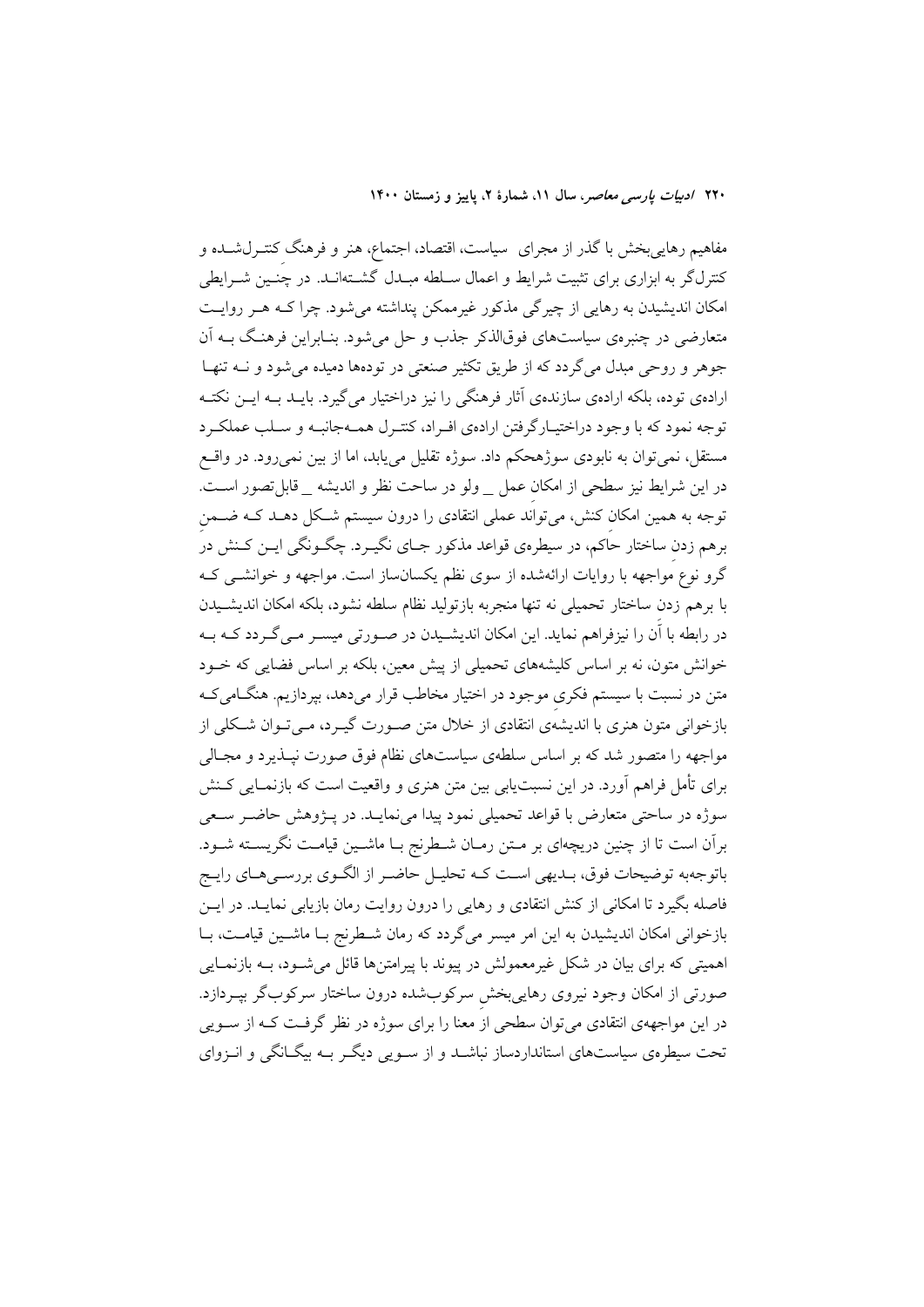مفاهیم رهایی‌بخش با گذر از مجرای سیاست، اقتصاد، اجتماع، هنر و فرهنگ کنترل‌شده و کنترل‌گر به ابزاری برای تثبیت شرایط و اعمال سلطه مبدل گشته‌اند. در چنین شرایطی امکان اندیشیدن به رهایی از چیرگی مذکور غیرممکن پنداشته می‌شود. چرا که هر روایت متعارضی در چنبره‌ی سیاست‌های فوق‌الذکر جذب و حل می‌شود. بنابراین فرهنگ به آن جوهر و روحی مبدل می‌گردد که از طریق تکثیر صنعتی در توده‌ها دمیده می‌شود و نه تنها اراده‌ی توده، بلکه اراده‌ی سازنده‌ی آثار فرهنگی را نیز دراختیار می‌گیرد. باید به این نکته توجه نمود که با وجود دراختیارگرفتن اراده‌ی افراد، کنترل همه‌جانبه و سلب عملکرد مستقل، نمی‌توان به نابودی سوژه‌حکم داد. سوژه تقلیل می‌یابد، اما از بین نمی‌رود. در واقع در این شرایط نیز سطحی از امکانِ عمل _ ولو در ساحت نظر و اندیشه _ قابل‌تصور است. توجه به همین امکان کنش، می‌تواند عملی انتقادی را درون سیستم شکل دهد که ضمنِ برهم زدنِ ساختار حاکم، در سیطره‌ی قواعد مذکور جای نگیرد. چگونگی این کنش در گرو نوعِ مواجهه با روایات ارائه‌شده از سوی نظم یکسان‌ساز است. مواجهه و خوانشی که با برهم زدن ساختار تحمیلی نه تنها منجربه بازتولید نظام سلطه نشود، بلکه امکان اندیشیدن در رابطه با آن را نیزفراهم نماید. این امکان اندیشیدن در صورتی میسر می‌گردد که به خوانش متون، نه بر اساس کلیشه‌های تحمیلی از پیش معین، بلکه بر اساس فضایی که خود متن در نسبت با سیستم فکریِ موجود در اختیار مخاطب قرار می‌دهد، بپردازیم. هنگامی‌که بازخوانی متون هنری با اندیشه‌ی انتقادی از خلال متن صورت گیرد، می‌توان شکلی از مواجهه را متصور شد که بر اساس سلطه‌ی سیاست‌های نظام فوق صورت نپذیرد و مجالی برای تأمل فراهم آورد. در این نسبت‌یابی بین متن هنری و واقعیت است که بازنمایی کنش سوژه در ساحتی متعارض با قواعد تحمیلی نمود پیدا می‌نماید. در پژوهش حاضر سعی برآن است تا از چنین دریچه‌ای بر متن رمان شطرنج با ماشین قیامت نگریسته شود. باتوجه‌به توضیحات فوق، بدیهی است که تحلیل حاضر از الگوی بررسی‌های رایج فاصله بگیرد تا امکانی از کنش انتقادی و رهایی را درون روایت رمان بازیابی نماید. در این بازخوانی امکان اندیشیدن به این امر میسر می‌گردد که رمان شطرنج با ماشین قیامت، با اهمیتی که برای بیان در شکل غیرمعمولش در پیوند با پیرامتن‌ها قائل می‌شود، به بازنمایی صورتی از امکان وجود نیروی رهایی‌بخشِ سرکوب‌شده درون ساختار سرکوب‌گر بپردازد. در این مواجهه‌ی انتقادی می‌توان سطحی از معنا را برای سوژه در نظر گرفت که از سویی تحت سیطره‌ی سیاست‌های استانداردساز نباشد و از سویی دیگر به بیگانگی و انزوای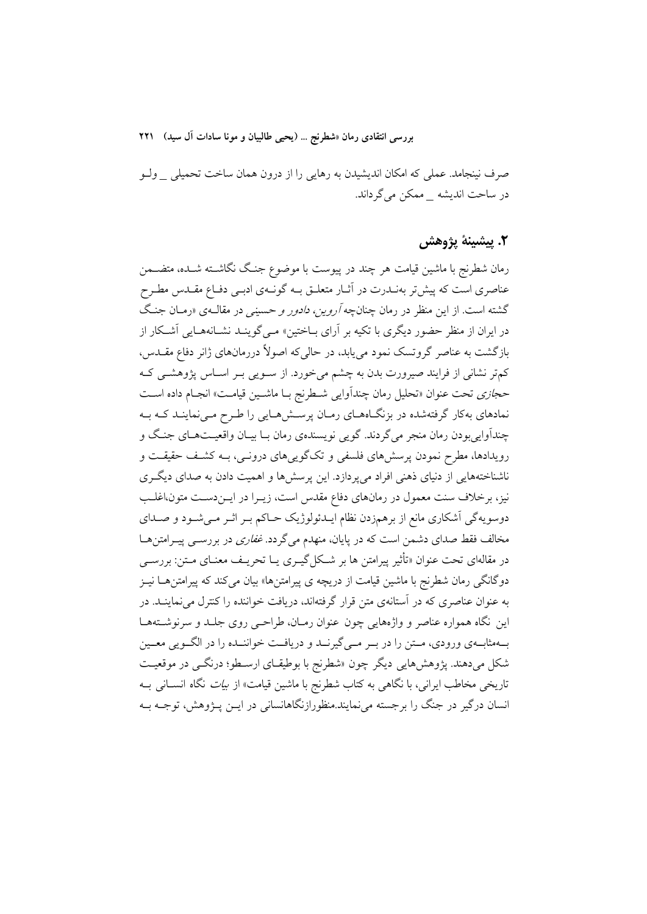صرف نینجامد. عملی که امکان اندیشیدن به رهایی را از درون همان ساخت تحمیلی _ ولـو در ساحت اندیشه _ ممکن می‌گرداند.

## ۲. پیشینهٔ پژوهش

رمان شطرنج با ماشین قیامت هر چند در پیوست با موضوع جنگ نگاشـته شـده، متضـمن عناصری است که پیش‌تر بهنـدرت در آثـار متعلـق بـه گونـه‌ی ادبـی دفـاع مقـدس مطـرح گشته است. از این منظر در رمان چنانچه *آروین*، *دادور و حسینی* در مقالـه‌ی «رمـان جنـگ در ایران از منظر حضور دیگری با تکیه بر آرای بـاختین» مـی‌گوینـد نشـانه‌هـایی آشـکار از بازگشت به عناصر گروتسک نمود می‌یابد، در حالی‌که اصولاً دررمان‌های ژانر دفاع مقـدس، کم‌تر نشانی از فرایند صیرورت بدن به چشم می‌خورد. از سـویی بـر اسـاس پژوهشـی کـه *حجازی* تحت عنوان «تحلیل رمان چندآوایی شـطرنج بـا ماشـین قیامـت» انجـام داده اسـت نمادهای به‌کار گرفته‌شده در بزنگـاه‌هـای رمـان پرسـش‌هـایی را طـرح مـی‌نماینـد کـه بـه چندآوایی‌بودن رمان منجر می‌گردند. گویی نویسنده‌ی رمان بـا بیـان واقعیـت‌هـای جنـگ و رویدادها، مطرح نمودن پرسش‌های فلسفی و تک‌گویی‌های درونـی، بـه کشـف حقیقـت و ناشناخته‌هایی از دنیای ذهنی افراد می‌پردازد. این پرسش‌ها و اهمیت دادن به صدای دیگـری نیز، برخلاف سنت معمول در رمان‌های دفاع مقدس است، زیـرا در ایـن‌دسـت متون،اغلـب دوسویه‌گی آشکاری مانع از برهم‌زدن نظام ایـدئولوژیک حـاکم بـر اثـر مـی‌شـود و صـدای مخالف فقط صدای دشمن است که در پایان، منهدم می‌گردد. *غفاری* در بررسـی پیـرامتن‌هـا در مقاله‌ای تحت عنوان «تأثیر پیرامتن ها بر شـکل‌گیـری یـا تحریـف معنـای مـتن: بررسـی دوگانگی رمان شطرنج با ماشین قیامت از دریچه ی پیرامتن‌ها» بیان می‌کند که پیرامتن‌هـا نیـز به عنوان عناصری که در آستانه‌ی متن قرار گرفته‌اند، دریافت خواننده را کنترل می‌نماینـد. در این نگاه همواره عناصر و واژه‌هایی چون عنوان رمـان، طراحـی روی جلـد و سرنوشـته‌هـا بـه‌مثابـه‌ی ورودی، مـتن را در بـر مـی‌گیرنـد و دریافـت خواننـده را در الگـویی معـین شکل می‌دهند. پژوهش‌هایی دیگر چون «شطرنج با بوطیقـای ارسـطو؛ درنگـی در موقعیـت تاریخی مخاطب ایرانی، با نگاهی به کتاب شطرنج با ماشین قیامت» از *بیات* نگاه انسـانی بـه انسان درگیر در جنگ را برجسته می‌نمایند.منظورازنگاهانسانی در ایـن پـژوهش، توجـه بـه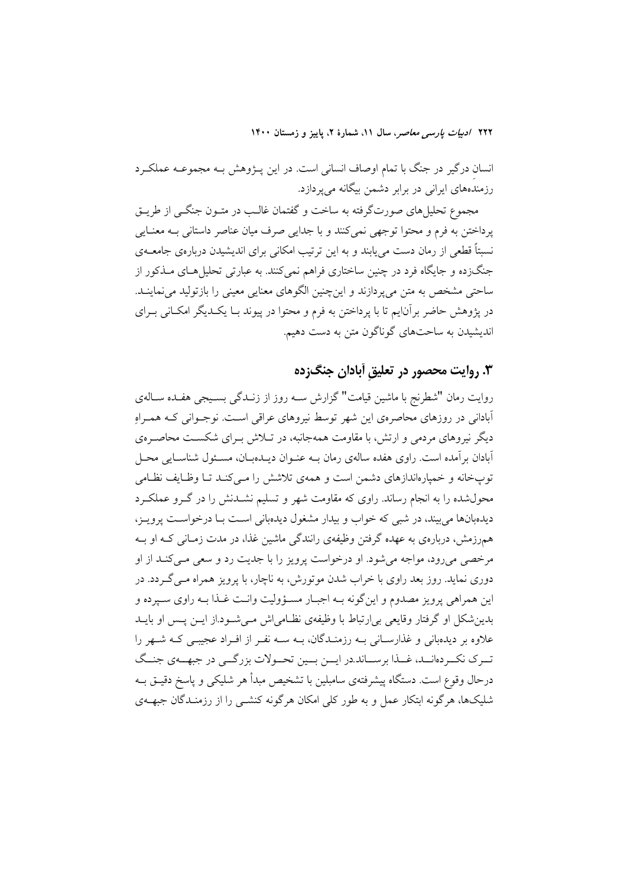انسانِ درگیر در جنگ با تمام اوصاف انسانی است. در این پـژوهش بـه مجموعـه عملکـرد رزمنده‌های ایرانی در برابر دشمن بیگانه می‌پردازد.

مجموع تحلیل‌های صورت‌گرفته به ساخت و گفتمان غالـب در متـون جنگـی از طریـق پرداختن به فرم و محتوا توجهی نمی‌کنند و با جدایی صرف میان عناصر داستانی بـه معنـایی نسبتاً قطعی از رمان دست می‌یابند و به این ترتیب امکانی برای اندیشیدن درباره‌ی جامعـه‌ی جنگ‌زده و جایگاه فرد در چنین ساختاری فراهم نمی‌کنند. به عبارتی تحلیل‌هـای مـذکور از ساحتی مشخص به متن می‌پردازند و این‌چنین الگوهای معنایی معینی را بازتولید می‌نماینـد. در پژوهش حاضر برآنایم تا با پرداختن به فرم و محتوا در پیوند بـا یکـدیگر امکـانی بـرای اندیشیدن به ساحت‌های گوناگون متن به دست دهیم.

## ۳. روایت محصور در تعلیقِ آبادان جنگ‌زده

روایت رمان "شطرنج با ماشین قیامت" گزارش سـه روز از زنـدگی بسـیجی هفـده ساله‌ی آبادانی در روزهای محاصره‌ی این شهر توسط نیروهای عراقی اسـت. نوجـوانی کـه همـراهِ دیگر نیروهای مردمی و ارتش، با مقاومت همه‌جانبه، در تـلاش بـرای شکسـت محاصـره‌ی آبادان برآمده است. راوی هفده ساله‌ی رمان بـه عنـوان دیـده‌بـان، مسـئول شناسـایی محـل توپ‌خانه و خمپاره‌اندازهای دشمن است و همه‌ی تلاشش را مـی‌کنـد تـا وظـایف نظـامی محول‌شده را به انجام رساند. راوی که مقاومت شهر و تسلیم نشـدنش را در گـرو عملکـرد دیده‌بان‌ها می‌بیند، در شبی که خواب و بیدار مشغول دیده‌بانی اسـت بـا درخواسـت پرویـز، هم‌رزمش، درباره‌ی به عهده گرفتن وظیفه‌ی رانندگی ماشین غذا، در مدت زمـانی کـه او بـه مرخصی می‌رود، مواجه می‌شود. او درخواست پرویز را با جدیت رد و سعی مـی‌کنـد از او دوری نماید. روز بعد راوی با خراب شدن موتورش، به ناچار، با پرویز همراه مـی‌گـردد. در این همراهی پرویز مصدوم و این‌گونه بـه اجبـار مسـؤولیت وانـت غـذا بـه راوی سـپرده و بدین‌شکل او گرفتار وقایعی بی‌ارتباط با وظیفه‌ی نظـامی‌اش مـی‌شـود.از ایـن پـس او بایـد علاوه بر دیده‌بانی و غذارسـانی بـه رزمنـدگان، بـه سـه نفـر از افـراد عجیبـی کـه شـهر را تـرک نکـرده‌انـد، غـذا برسـاند.در ایـن بـین تحـولات بزرگـی در جبهـه‌ی جنـگ درحال وقوع است. دستگاه پیشرفته‌ی سامبلین با تشخیص مبدأ هر شلیکی و پاسخ دقیـق بـه شلیک‌ها، هرگونه ابتکار عمل و به طور کلی امکان هرگونه کنشـی را از رزمنـدگان جبهـه‌ی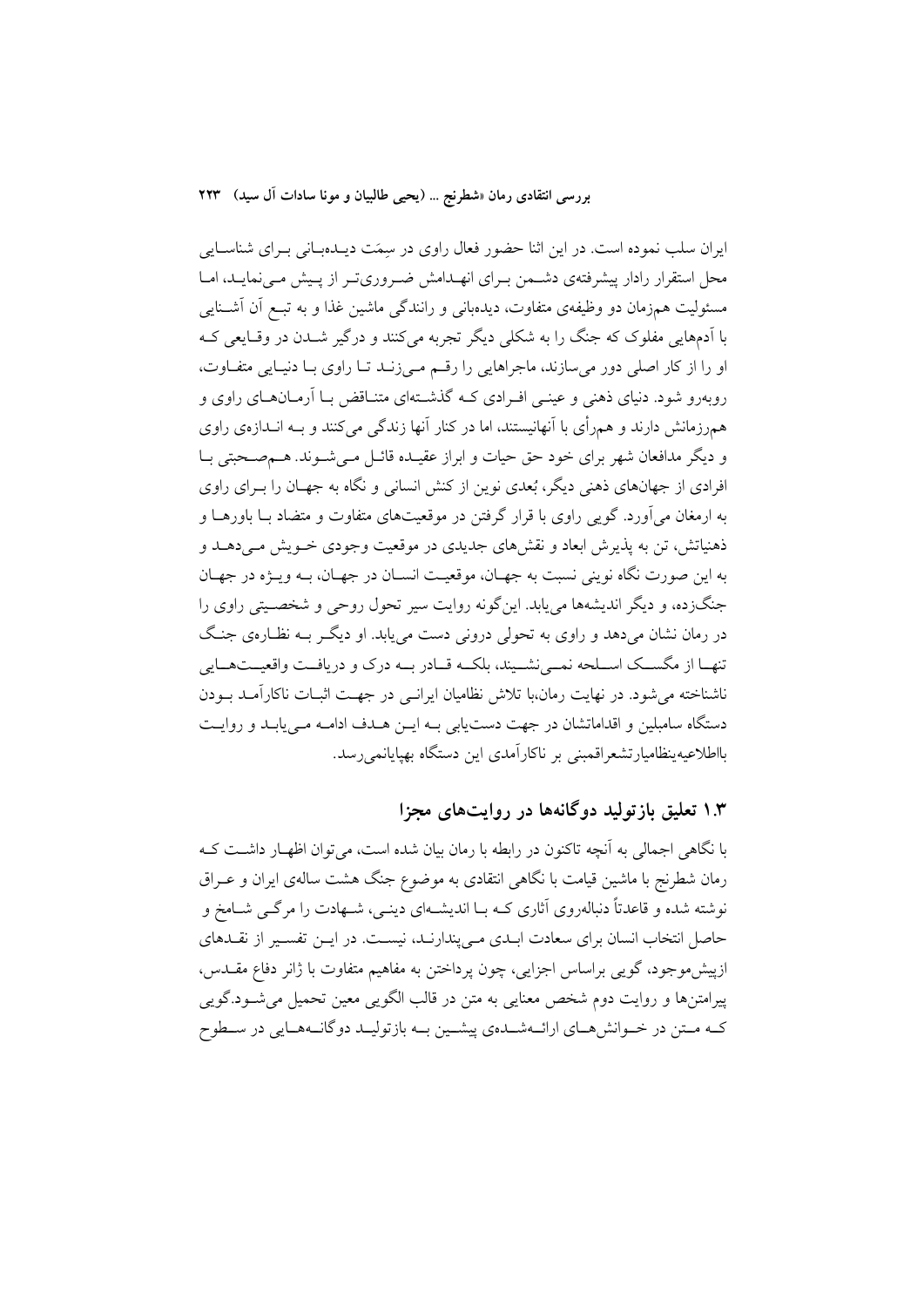ایران سلب نموده است. در این اثنا حضور فعال راوی در سِمَت دیده‌بانی برای شناسایی محل استقرار رادار پیشرفته‌ی دشمن برای انهدامش ضروری‌تر از پیش می‌نماید، اما مسئولیت هم‌زمان دو وظیفه‌ی متفاوت، دیده‌بانی و رانندگی ماشین غذا و به تبع آن آشنایی با آدم‌هایی مفلوک که جنگ را به شکلی دیگر تجربه می‌کنند و درگیر شدن در وقایعی که او را از کار اصلی دور می‌سازند، ماجراهایی را رقم می‌زنند تا راوی با دنیایی متفاوت، روبه‌رو شود. دنیای ذهنی و عینی افرادی که گذشته‌ای متناقض با آرمان‌های راوی و هم‌رزمانش دارند و هم‌رأی با آنهانیستند، اما در کنار آنها زندگی می‌کنند و به اندازه‌ی راوی و دیگر مدافعان شهر برای خود حق حیات و ابراز عقیده قائل می‌شوند. هم‌صحبتی با افرادی از جهان‌های ذهنی دیگر، بُعدی نوین از کنش انسانی و نگاه به جهان را برای راوی به ارمغان می‌آورد. گویی راوی با قرار گرفتن در موقعیت‌های متفاوت و متضاد با باورها و ذهنیاتش، تن به پذیرش ابعاد و نقش‌های جدیدی در موقعیت وجودی خویش می‌دهد و به این صورت نگاه نوینی نسبت به جهان، موقعیت انسان در جهان، به ویژه در جهان جنگ‌زده، و دیگر اندیشه‌ها می‌یابد. این‌گونه روایت سیر تحول روحی و شخصیتی راوی را در رمان نشان می‌دهد و راوی به تحولی درونی دست می‌یابد. او دیگر به نظاره‌ی جنگ تنها از مگسک اسلحه نمی‌نشیند، بلکه قادر به درک و دریافت واقعیت‌هایی ناشناخته می‌شود. در نهایت رمان،با تلاش نظامیان ایرانی در جهت اثبات ناکارآمد بودن دستگاه سامبلین و اقداماتشان در جهت دست‌یابی به این هدف ادامه می‌یابد و روایت بااطلاعیه‌ینظامیارتشعراقمبنی بر ناکارآمدی این دستگاه بهپایانمی‌رسد.

## ۱.۳ تعلیق بازتولید دوگانه‌ها در روایت‌های مجزا

با نگاهی اجمالی به آنچه تاکنون در رابطه با رمان بیان شده است، می‌توان اظهار داشت که رمان شطرنج با ماشین قیامت با نگاهی انتقادی به موضوع جنگ هشت ساله‌ی ایران و عراق نوشته شده و قاعدتاً دنباله‌روی آثاری که با اندیشه‌ای دینی، شهادت را مرگی شامخ و حاصل انتخاب انسان برای سعادت ابدی می‌پندارند، نیست. در این تفسیر از نقدهای ازپیش‌موجود، گویی براساس اجزایی، چون پرداختن به مفاهیم متفاوت با ژانر دفاع مقدس، پیرامتن‌ها و روایت دوم شخص معنایی به متن در قالب الگویی معین تحمیل می‌شود.گویی که متن در خوانش‌های ارائه‌شده‌ی پیشین به بازتولید دوگانه‌هایی در سطوح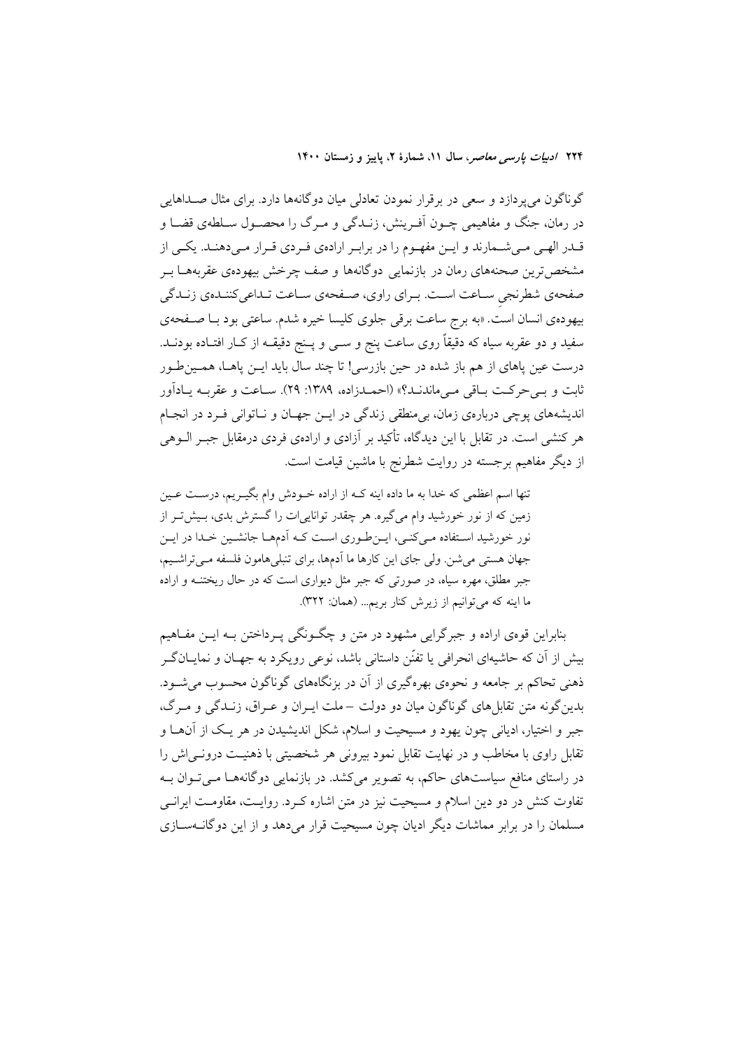گوناگون می‌پردازد و سعی در برقرار نمودن تعادلی میان دوگانه‌ها دارد. برای مثال صداهایی در رمان، جنگ و مفاهیمی چون آفرینش، زندگی و مرگ را محصول سلطه‌ی قضا و قدر الهی می‌شمارند و این مفهوم را در برابر اراده‌ی فردی قرار می‌دهند. یکی از مشخص‌ترین صحنه‌های رمان در بازنمایی دوگانه‌ها و صف چرخش بیهوده‌ی عقربه‌ها بر صفحه‌ی شطرنجیِ ساعت است. برای راوی، صفحه‌ی ساعت تداعی‌کننده‌ی زندگی بیهوده‌ی انسان است. «به برج ساعت برقی جلوی کلیسا خیره شدم. ساعتی بود با صفحه‌ی سفید و دو عقربه سیاه که دقیقاً روی ساعت پنج و سی و پنج دقیقه از کار افتاده بودند. درست عین پاهای از هم باز شده در حین بازرسی! تا چند سال باید این پاها، همین‌طور ثابت و بی‌حرکت باقی می‌ماندند؟» (احمدزاده، ۱۳۸۹: ۲۹). ساعت و عقربه یادآور اندیشه‌های پوچی درباره‌ی زمان، بی‌منطقی زندگی در این جهان و ناتوانی فرد در انجام هر کنشی است. در تقابل با این دیدگاه، تأکید بر آزادی و اراده‌ی فردی درمقابل جبر الوهی از دیگر مفاهیم برجسته در روایت شطرنج با ماشین قیامت است.

> تنها اسم اعظمی که خدا به ما داده اینه که از اراده خودش وام بگیریم، درست عین زمین که از نور خورشید وام می‌گیره. هر چقدر توانایی‌ات را گسترش بدی، بیش‌تر از نور خورشید استفاده می‌کنی، این‌طوری است که آدم‌ها جانشین خدا در این جهان هستی می‌شن. ولی جای این کارها ما آدم‌ها، برای تنبلی‌هامون فلسفه می‌تراشیم، جبر مطلق، مهره سیاه، در صورتی که جبر مثل دیواری است که در حال ریختنه و اراده ما اینه که می‌تونیم از زیرش کنار بریم... (همان: ۳۲۲).

بنابراین قوه‌ی اراده و جبرگرایی مشهود در متن و چگونگی پرداختن به این مفاهیم بیش از آن که حاشیه‌ای انحرافی یا تفنّن داستانی باشد، نوعی رویکرد به جهان و نمایانگر ذهنی تحاکم بر جامعه و نحوه‌ی بهره‌گیری از آن در بزنگاه‌های گوناگون محسوب می‌شود. بدین‌گونه متن تقابل‌های گوناگون میان دو دولت – ملت ایران و عراق، زندگی و مرگ، جبر و اختیار، ادیانی چون یهود و مسیحیت و اسلام، شکل اندیشیدن در هر یک از آن‌ها و تقابل راوی با مخاطب و در نهایت تقابل نمود بیرونی هر شخصیتی با ذهنیت درونی‌اش را در راستای منافع سیاست‌های حاکم، به تصویر می‌کشد. در بازنمایی دوگانه‌ها می‌توان به تفاوت کنش در دو دین اسلام و مسیحیت نیز در متن اشاره کرد. روایت، مقاومت ایرانی مسلمان را در برابر مماشات دیگر ادیان چون مسیحیت قرار می‌دهد و از این دوگانه‌سازی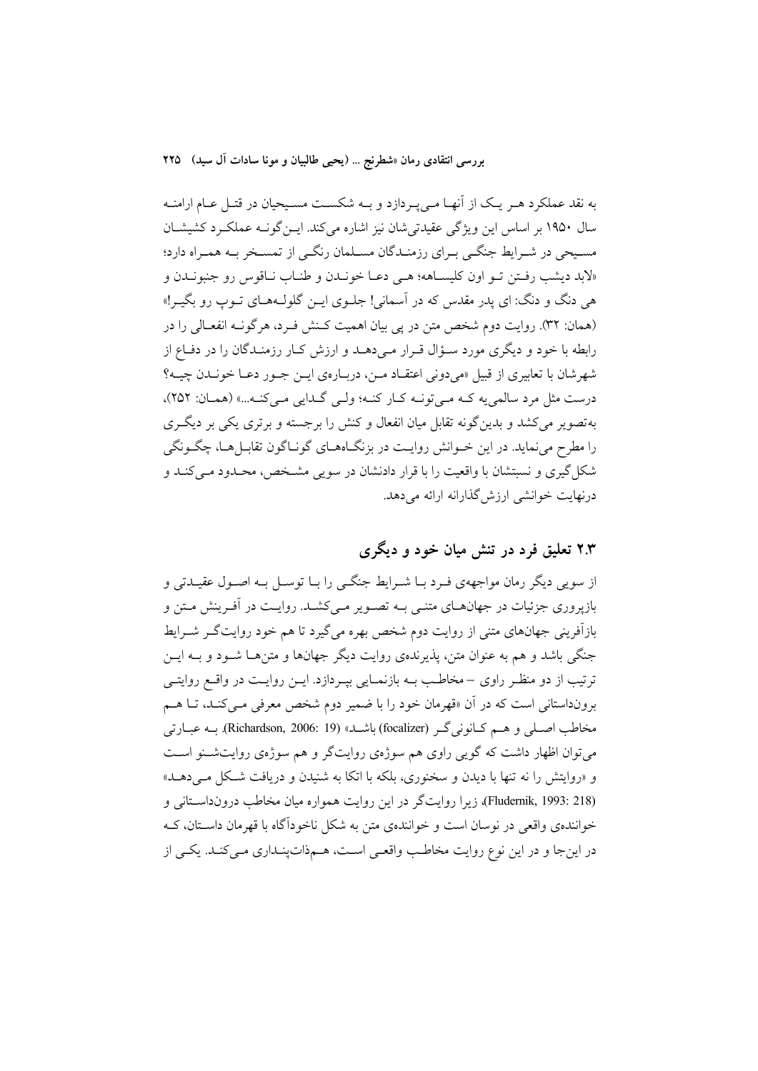به نقد عملکرد هر یک از آنها می‌پردازد و به شکست مسیحیان در قتل عام ارامنه سال ۱۹۵۰ بر اساس این ویژگی عقیدتی‌شان نیز اشاره می‌کند. این‌گونه عملکرد کشیشان مسیحی در شرایط جنگی برای رزمندگان مسلمان رنگی از تمسخر به همراه دارد؛ «لابد دیشب رفتن تو اون کلیساهه؛ هی دعا خوندن و طناب ناقوس رو جنبوندن و هی دنگ و دنگ: ای پدر مقدس که در آسمانی! جلوی این گلوله‌های توپ رو بگیر!» (همان: ۳۲). روایت دوم شخص متن در پی بیان اهمیت کنش فرد، هرگونه انفعالی را در رابطه با خود و دیگری مورد سؤال قرار می‌دهد و ارزش کار رزمندگان را در دفاع از شهرشان با تعابیری از قبیل «می‌دونی اعتقاد من، درباره‌ی این جور دعا خوندن چیه؟ درست مثل مرد سالمی‌یه که می‌تونه کار کنه؛ ولی گدایی می‌کنه...» (همان: ۲۵۲)، به‌تصویر می‌کشد و بدین‌گونه تقابل میان انفعال و کنش را برجسته و برتری یکی بر دیگری را مطرح می‌نماید. در این خوانش روایت در بزنگاه‌های گوناگون تقابل‌ها، چگونگی شکل‌گیری و نسبتشان با واقعیت را با قرار دادنشان در سویی مشخص، محدود می‌کند و درنهایت خوانشی ارزش‌گذارانه ارائه می‌دهد.

## ۲.۳ تعلیق فرد در تنش میان خود و دیگری

از سویی دیگر رمان مواجههٔ فرد با شرایط جنگی را با توسل به اصول عقیدتی و بازپروری جزئیات در جهان‌های متنی به تصویر می‌کشد. روایت در آفرینش متن و بازآفرینی جهان‌های متنی از روایت دوم شخص بهره می‌گیرد تا هم خود روایت‌گر شرایط جنگی باشد و هم به عنوان متن، پذیرندهٔ روایت دیگر جهان‌ها و متن‌ها شود و به این ترتیب از دو منظر راوی – مخاطب به بازنمایی بپردازد. این روایت در واقع روایتی برون‌داستانی است که در آن «قهرمان خود را با ضمیر دوم شخص معرفی می‌کند، تا هم مخاطب اصلی و هم کانونی‌گر (focalizer) باشد» (Richardson, 2006: 19). به عبارتی می‌توان اظهار داشت که گویی راوی هم سوژهٔ روایت‌گر و هم سوژهٔ روایت‌شنو است و «روایتش را نه تنها با دیدن و سخنوری، بلکه با اتکا به شنیدن و دریافت شکل می‌دهد» (Fludernik, 1993: 218)، زیرا روایت‌گر در این روایت همواره میان مخاطب درون‌داستانی و خوانندهٔ واقعی در نوسان است و خوانندهٔ متن به شکل ناخودآگاه با قهرمان داستان، که در این‌جا و در این نوع روایت مخاطب واقعی است، هم‌ذات‌پنداری می‌کند. یکی از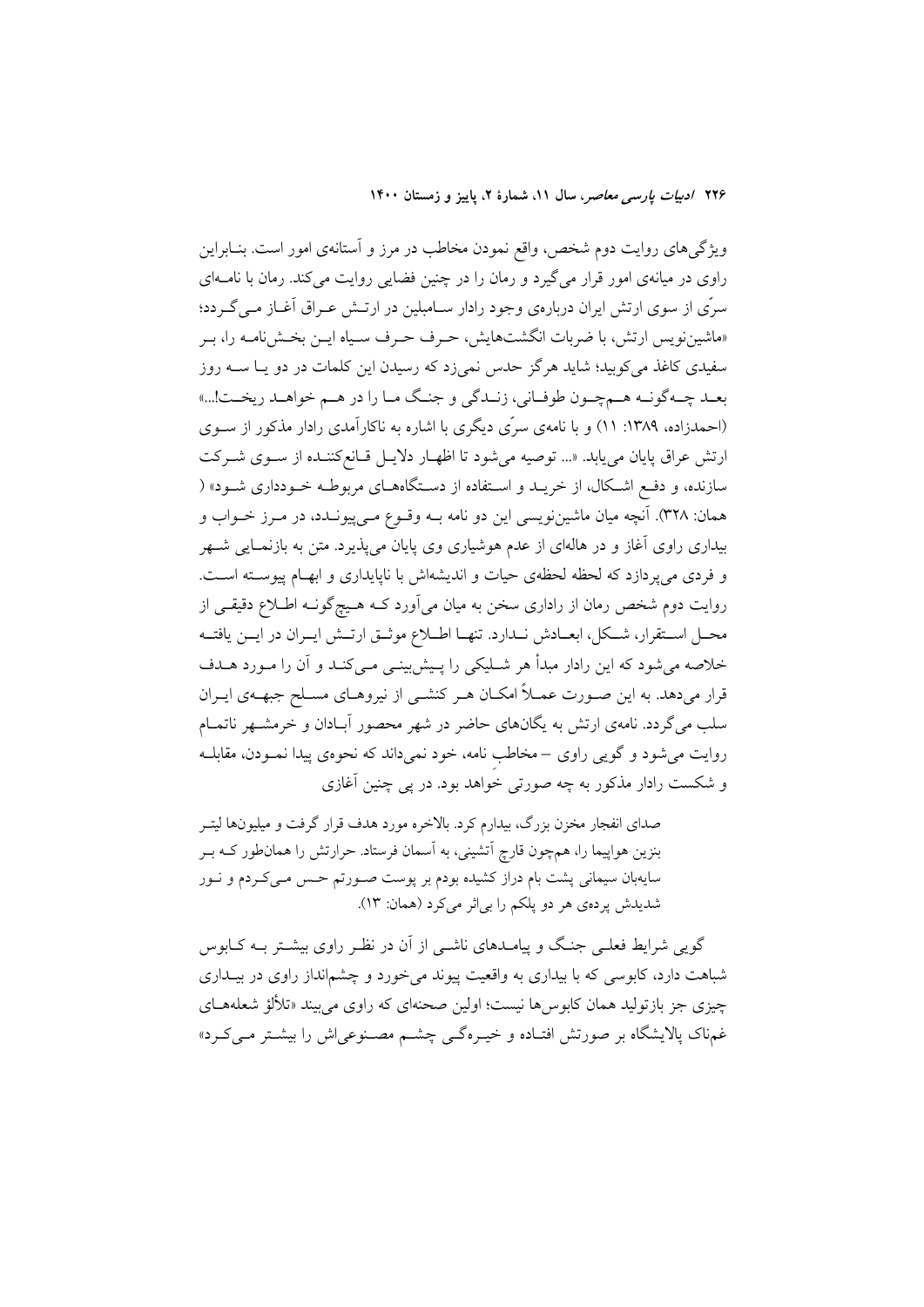ویژگی‌های روایت دوم شخص، واقع نمودن مخاطب در مرز و آستانه‌ی امور است. بنـابراین راوی در میانه‌ی امور قرار می‌گیرد و رمان را در چنین فضایی روایت می‌کند. رمان با نامـه‌ای سرّی از سوی ارتش ایران درباره‌ی وجود رادار سـامبلین در ارتـش عـراق آغـاز مـی‌گـردد؛ «ماشین‌نویس ارتش، با ضربات انگشت‌هایش، حـرف حـرف سـیاه ایـن بخـش‌نامـه را، بـر سفیدی کاغذ می‌کوبید؛ شاید هرگز حدس نمی‌زد که رسیدن این کلمات در دو یـا سـه روز بعـد چـه‌گونـه هـم‌چـون طوفـانی، زنـدگی و جنـگ مـا را در هـم خواهـد ریخـت!...» (احمدزاده، ۱۳۸۹: ۱۱) و با نامه‌ی سرّی دیگری با اشاره به ناکارآمدی رادار مذکور از سـوی ارتش عراق پایان می‌یابد. «... توصیه می‌شود تا اظهـار دلایـل قـانع‌کننـده از سـوی شـرکت سازنده، و دفـع اشـکال، از خریـد و اسـتفاده از دسـتگاه‌هـای مربوطـه خـودداری شـود» ( همان: ۳۲۸). آنچه میان ماشین‌نویسی این دو نامه بـه وقـوع مـی‌پیونـدد، در مـرز خـواب و بیداری راوی آغاز و در هاله‌ای از عدم هوشیاری وی پایان می‌پذیرد. متن به بازنمـایی شـهر و فردی می‌پردازد که لحظه لحظه‌ی حیات و اندیشه‌اش با ناپایداری و ابهـام پیوسـته اسـت. روایت دوم شخص رمان از راداری سخن به میان می‌آورد کـه هـیچ‌گونـه اطـلاع دقیقـی از محـل اسـتقرار، شـکل، ابعـادش نـدارد. تنهـا اطـلاع موثـق ارتـش ایـران در ایـن یافتـه خلاصه می‌شود که این رادار مبدأ هر شـلیکی را پـیش‌بینـی مـی‌کنـد و آن را مـورد هـدف قرار می‌دهد. به این صـورت عمـلاً امکـان هـر کنشـی از نیروهـای مسـلح جبهـه‌ی ایـران سلب می‌گردد. نامه‌ی ارتش به یگان‌های حاضر در شهر محصور آبـادان و خرمشـهر ناتمـام روایت می‌شود و گویی راوی – مخاطبِ نامه، خود نمی‌داند که نحوه‌ی پیدا نمـودن، مقابلـه و شکست رادار مذکور به چه صورتی خواهد بود. در پی چنین آغازی

> صدای انفجار مخزن بزرگ، بیدارم کرد. بالاخره مورد هدف قرار گرفت و میلیون‌ها لیتـر بنزین هواپیما را، هم‌چون قارچ آتشینی، به آسمان فرستاد. حرارتش را همان‌طور کـه بـر سایه‌بان سیمانی پشت بام دراز کشیده بودم بر پوست صـورتم حـس مـی‌کـردم و نـور شدیدش پرده‌ی هر دو پلکم را بی‌اثر می‌کرد (همان: ۱۳).

گویی شرایط فعلـی جنـگ و پیامـدهای ناشـی از آن در نظـر راوی بیشـتر بـه کـابوس شباهت دارد، کابوسی که با بیداری به واقعیت پیوند می‌خورد و چشم‌انداز راوی در بیـداری چیزی جز بازتولید همان کابوس‌ها نیست؛ اولین صحنه‌ای که راوی می‌بیند «تلألؤ شعله‌هـای غم‌ناک پالایشگاه بر صورتش افتـاده و خیـره‌گـی چشـم مصـنوعی‌اش را بیشـتر مـی‌کـرد»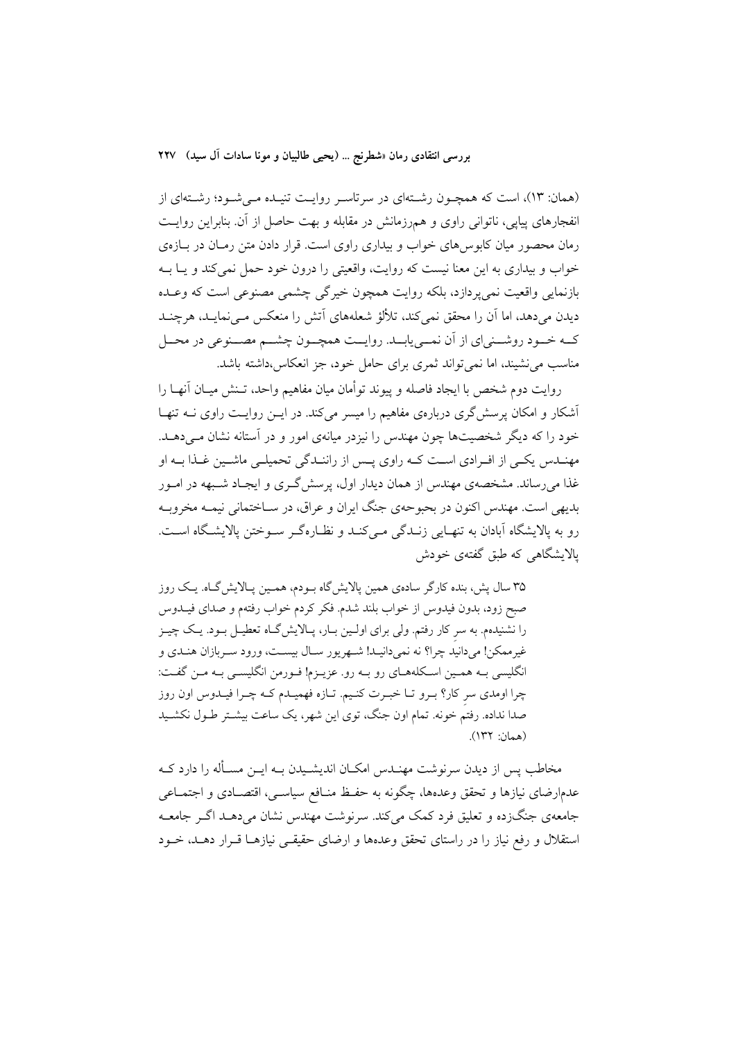(همان: ۱۳)، است که همچـون رشـته‌ای در سرتاسـر روایـت تنیـده مـی‌شـود؛ رشـته‌ای از انفجارهای پیاپی، ناتوانی راوی و هم‌زمانش در مقابله و بهت حاصل از آن. بنابراین روایـت رمان محصور میان کابوس‌های خواب و بیداری راوی است. قرار دادن متن رمـان در بـازه‌ی خواب و بیداری به این معنا نیست که روایت، واقعیتی را درون خود حمل نمی‌کند و یـا بـه بازنمایی واقعیت نمی‌پردازد، بلکه روایت همچون خیرگی چشمی مصنوعی است که وعـده دیدن می‌دهد، اما آن را محقق نمی‌کند، تلألؤ شعله‌های آتش را منعکس مـی‌نمایـد، هرچنـد کــه خــود روشــنی‌ای از آن نمــی‌یابــد. روایــت همچــون چشــم مصــنوعی در محــل مناسب می‌نشیند، اما نمی‌تواند ثمری برای حامل خود، جز انعکاس،داشته باشد.

روایت دوم شخص با ایجاد فاصله و پیوند توأمان میان مفاهیم واحد، تـنش میـان آنهـا را آشکار و امکان پرسش‌گری درباره‌ی مفاهیم را میسر می‌کند. در ایـن روایـت راوی نـه تنهـا خود را که دیگر شخصیت‌ها چون مهندس را نیزدر میانه‌ی امور و در آستانه نشان مـی‌دهـد. مهنـدس یکـی از افـرادی اسـت کـه راوی پـس از راننـدگی تحمیلـی ماشـین غـذا بـه او غذا می‌رساند. مشخصه‌ی مهندس از همان دیدار اول، پرسش‌گـری و ایجـاد شـبهه در امـور بدیهی است. مهندس اکنون در بحبوحه‌ی جنگ ایران و عراق، در سـاختمانی نیمـه مخروبـه رو به پالایشگاه آبادان به تنهـایی زنـدگی مـی‌کنـد و نظـاره‌گـر سـوختن پالایشـگاه اسـت. پالایشگاهی که طبق گفته‌ی خودش

> ۳۵ سال پش، بنده کارگر ساده‌ی همین پالایش‌گاه بـودم، همـین پـالایش‌گـاه. یـک روز صبح زود، بدون فیدوس از خواب بلند شدم. فکر کردم خواب رفتم و صدای فیـدوس را نشنیدم. به سرِ کار رفتم. ولی برای اولـین بـار، پـالایش‌گـاه تعطیـل بـود. یـک چیـز غیرممکن! می‌دانید چرا؟ نه نمی‌دانیـد! شـهریور سـال بیسـت، ورود سـربازان هنـدی و انگلیسی بـه همـین اسـکله‌هـای رو بـه رو. عزیـزم! فـورمن انگلیسـی بـه مـن گفـت: چرا اومدی سرِ کار؟ بـرو تـا خبـرت کنـیم. تـازه فهمیـدم کـه چـرا فیـدوس اون روز صدا نداده. رفتم خونه. تمام اون جنگ، توی این شهر، یک ساعت بیشـتر طـول نکشـید (همان: ۱۳۲).

مخاطب پس از دیدن سرنوشت مهنـدس امکـان اندیشـیدن بـه ایـن مسـأله را دارد کـه عدم‌ارضای نیازها و تحقق وعده‌ها، چگونه به حفـظ منـافع سیاسـی، اقتصـادی و اجتمـاعی جامعه‌ی جنگ‌زده و تعلیق فرد کمک می‌کند. سرنوشت مهندس نشان می‌دهـد اگـر جامعـه استقلال و رفع نیاز را در راستای تحقق وعده‌ها و ارضای حقیقـی نیازهـا قـرار دهـد، خـود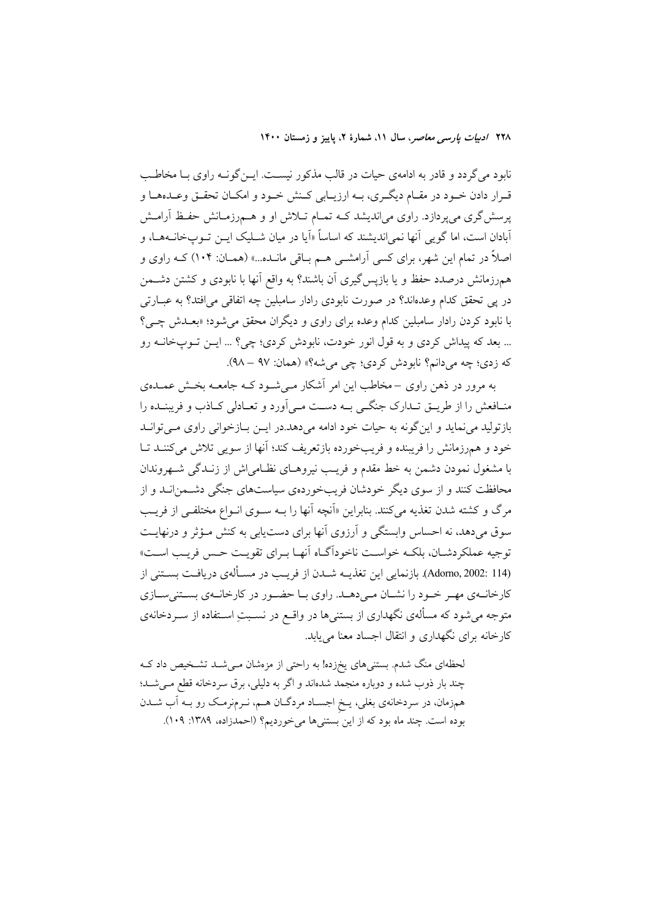نابود می‌گردد و قادر به ادامه‌ی حیات در قالب مذکور نیست. این‌گونه راوی با مخاطب قرار دادن خود در مقام دیگری، به ارزیابی کنش خود و امکان تحقق وعده‌ها و پرسش‌گری می‌پردازد. راوی می‌اندیشد که تمام تلاش او و هم‌رزمانش حفظ آرامش آبادان است، اما گویی آنها نمی‌اندیشند که اساساً «آیا در میان شلیک این توپخانه‌ها، و اصلاً در تمام این شهر، برای کسی آرامشی هم باقی مانده...» (همان: ۱۰۴) که راوی و هم‌رزمانش درصدد حفظ و یا بازپس‌گیری آن باشند؟ به واقع آنها با نابودی و کشتن دشمن در پی تحقق کدام وعده‌اند؟ در صورت نابودی رادار سامبلین چه اتفاقی می‌افتد؟ به عبارتی با نابود کردن رادار سامبلین کدام وعده برای راوی و دیگران محقق می‌شود؛ «بعدش چی؟ ... بعد که پیداش کردی و به قول انور خودت، نابودش کردی؛ چی؟ ... این توپخانه رو که زدی؛ چه می‌دانم؟ نابودش کردی؛ چی می‌شه؟» (همان: ۹۷ – ۹۸).

به مرور در ذهن راوی – مخاطب این امر آشکار می‌شود که جامعه بخش عمده‌ی منافعش را از طریق تدارک جنگی به دست می‌آورد و تعادلی کاذب و فریبنده را بازتولید می‌نماید و این‌گونه به حیات خود ادامه می‌دهد.در این بازخوانی راوی می‌تواند خود و هم‌رزمانش را فریبنده و فریب‌خورده بازتعریف کند؛ آنها از سویی تلاش می‌کنند تا با مشغول نمودن دشمن به خط مقدم و فریب نیروهای نظامی‌اش از زندگی شهروندان محافظت کنند و از سوی دیگر خودشان فریب‌خورده‌ی سیاست‌های جنگی دشمن‌اند و از مرگ و کشته شدن تغذیه می‌کنند. بنابراین «آنچه آنها را به سوی انواع مختلفی از فریب سوق می‌دهد، نه احساس وابستگی و آرزوی آنها برای دست‌یابی به کنش مؤثر و درنهایت توجیه عملکردشان، بلکه خواست ناخودآگاه آنها برای تقویت حس فریب است» (Adorno, 2002: 114). بازنمایی این تغذیه شدن از فریب در مسأله‌ی دریافت بستنی از کارخانه‌ی مهر خود را نشان می‌دهد. راوی با حضور در کارخانه‌ی بستنی‌سازی متوجه می‌شود که مسأله‌ی نگهداری از بستنی‌ها در واقع در نسبتِ استفاده از سردخانه‌ی کارخانه برای نگهداری و انتقال اجساد معنا می‌یابد.

> لحظه‌ای منگ شدم. بستنی‌های یخ‌زده! به راحتی از مزه‌شان می‌شد تشخیص داد که چند بار ذوب شده و دوباره منجمد شده‌اند و اگر به دلیلی، برق سردخانه قطع می‌شد؛ هم‌زمان، در سردخانه‌ی بغلی، یخِ اجساد مردگان هم، نرم‌نرمک رو به آب شدن بوده است. چند ماه بود که از این بستنی‌ها می‌خوردیم؟ (احمدزاده، ۱۳۸۹: ۱۰۹).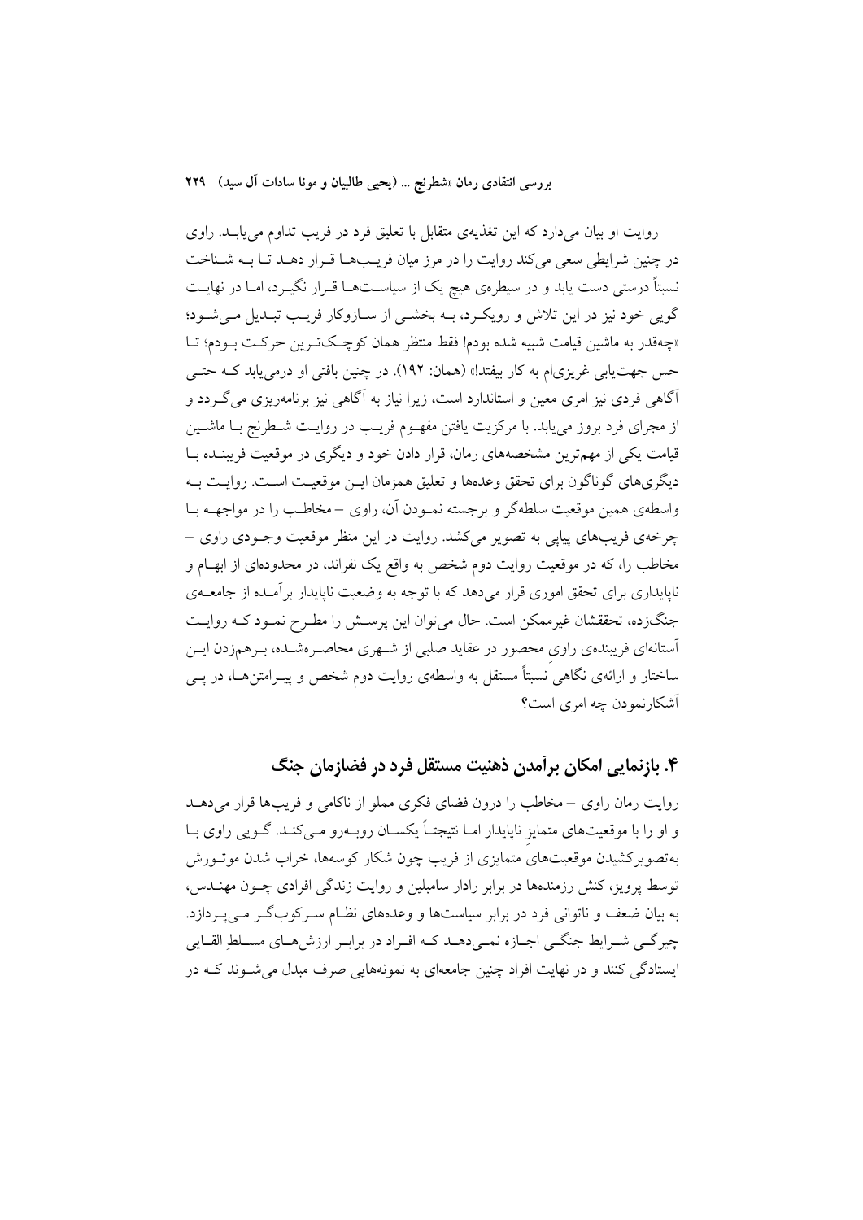روایت او بیان می‌دارد که این تغذیه‌ی متقابل با تعلیق فرد در فریب تداوم می‌یابد. راوی در چنین شرایطی سعی می‌کند روایت را در مرز میان فریب‌ها قرار دهد تا به شناخت نسبتاً درستی دست یابد و در سیطره‌ی هیچ یک از سیاست‌ها قرار نگیرد، اما در نهایت گویی خود نیز در این تلاش و رویکرد، به بخشی از سازوکار فریب تبدیل می‌شود؛ «چه‌قدر به ماشین قیامت شبیه شده بودم! فقط منتظر همان کوچک‌ترین حرکت بودم؛ تا حس جهت‌یابی غریزی‌ام به کار بیفتد!» (همان: ۱۹۲). در چنین بافتی او درمی‌یابد که حتی آگاهی فردی نیز امری معین و استاندارد است، زیرا نیاز به آگاهی نیز برنامه‌ریزی می‌گردد و از مجرای فرد بروز می‌یابد. با مرکزیت یافتن مفهوم فریب در روایت شطرنج با ماشین قیامت یکی از مهم‌ترین مشخصه‌های رمان، قرار دادن خود و دیگری در موقعیت فریبنده با دیگری‌های گوناگون برای تحقق وعده‌ها و تعلیق همزمان این موقعیت است. روایت به واسطه‌ی همین موقعیت سلطه‌گر و برجسته نمودن آن، راوی – مخاطب را در مواجهه با چرخه‌ی فریب‌های پیاپی به تصویر می‌کشد. روایت در این منظر موقعیت وجودی راوی – مخاطب را، که در موقعیت روایت دوم شخص به واقع یک نفراند، در محدوده‌ای از ابهام و ناپایداری برای تحقق اموری قرار می‌دهد که با توجه به وضعیت ناپایدار برآمده از جامعه‌ی جنگ‌زده، تحققشان غیرممکن است. حال می‌توان این پرسش را مطرح نمود که روایت آستانه‌ای فریبنده‌ی راوی محصور در عقاید صلبی از شهری محاصره‌شده، برهم‌زدن این ساختار و ارائه‌ی نگاهی نسبتاً مستقل به واسطه‌ی روایت دوم شخص و پیرامتن‌ها، در پی آشکارنمودن چه امری است؟

## ۴. بازنمایی امکان برآمدن ذهنیت مستقل فرد در فضازمان جنگ

روایت رمان راوی – مخاطب را درون فضای فکری مملو از ناکامی و فریب‌ها قرار می‌دهد و او را با موقعیت‌های متمایزِ ناپایدار اما نتیجتاً یکسان روبه‌رو می‌کند. گویی راوی با به‌تصویرکشیدن موقعیت‌های متمایزی از فریب چون شکار کوسه‌ها، خراب شدن موتورش توسط پرویز، کنش رزمنده‌ها در برابر رادار سامبلین و روایت زندگی افرادی چون مهندس، به بیان ضعف و ناتوانی فرد در برابر سیاست‌ها و وعده‌های نظام سرکوب‌گر می‌پردازد. چیرگی شرایط جنگی اجازه نمی‌دهد که افراد در برابر ارزش‌های مسلطِ القایی ایستادگی کنند و در نهایت افراد چنین جامعه‌ای به نمونه‌هایی صرف مبدل می‌شوند که در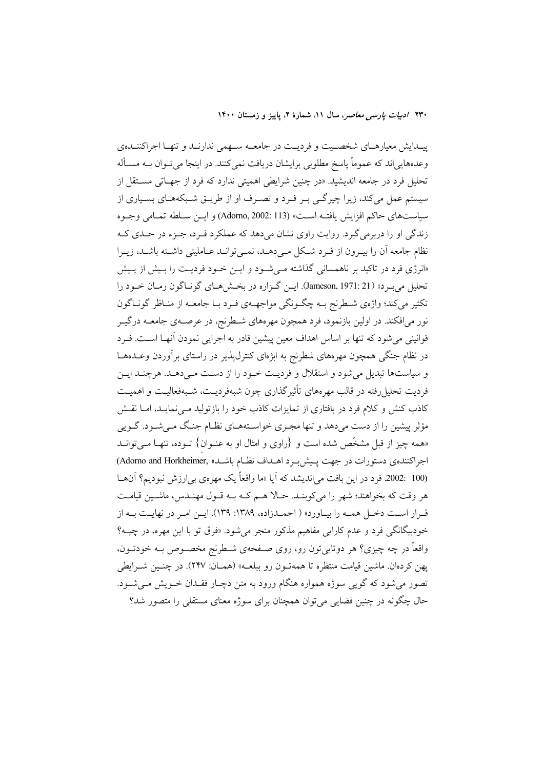پیدایش معیارهای شخصیت و فردیت در جامعه سهمی ندارند و تنها اجراکننده‌ی وعده‌هایی‌اند که عموماً پاسخ مطلوبی برایشان دریافت نمی‌کنند. در اینجا می‌توان به مسأله تحلیل فرد در جامعه اندیشید. «در چنین شرایطی اهمیتی ندارد که فرد از جهاتی مستقل از سیستم عمل می‌کند، زیرا چیرگی بر فرد و تصرف او از طریق شبکه‌های بسیاری از سیاست‌های حاکم افزایش یافته است» (Adorno, 2002: 113) و این سلطه تمامی وجوه زندگی او را دربرمی‌گیرد. روایت راوی نشان می‌دهد که عملکرد فرد، جزء در حدی که نظام جامعه آن را بیرون از فرد شکل می‌دهد، نمی‌تواند عاملیتی داشته باشد، زیرا «انرژی فرد در تاکید بر ناهمسانی گذاشته می‌شود و این خود فردیت را بیش از پیش تحلیل می‌برد» (Jameson, 1971: 21). این گزاره در بخش‌های گوناگون رمان خود را تکثیر می‌کند؛ واژه‌ی شطرنج به چگونگی مواجهه‌ی فرد با جامعه از مناظر گوناگون نور می‌افکند. در اولین بازنمود، فرد همچون مهره‌های شطرنج، در عرصه‌ی جامعه درگیر قوانینی می‌شود که تنها بر اساس اهداف معین پیشین قادر به اجرایی نمودن آنها است. فرد در نظام جنگی همچون مهره‌های شطرنج به ابژه‌ای کنترل‌پذیر در راستای برآوردن وعده‌ها و سیاست‌ها تبدیل می‌شود و استقلال و فردیت خود را از دست می‌دهد. هرچند این فردیت تحلیل‌رفته در قالب مهره‌های تأثیرگذاری چون شبه‌فردیت، شبه‌فعالیت و اهمیت کاذب کنش و کلام فرد در بافتاری از تمایزات کاذب خود را بازتولید می‌نماید، اما نقش مؤثر پیشین را از دست می‌دهد و تنها مجری خواسته‌های نظام جنگ می‌شود. گویی «همه چیز از قبل مشخّص شده است و {راوی و امثال او به عنوان} توده، تنها می‌توانند اجراکننده‌ی دستورات در جهت پیش‌برد اهداف نظام باشد» (Adorno and Horkheimer, 2002: 100). فرد در این بافت می‌اندیشد که آیا «ما واقعاً یک مهره‌ی بی‌ارزش نبودیم؟ آن‌ها هر وقت که بخواهند؛ شهر را می‌کوبند. حالا هم که به قول مهندس، ماشین قیامت قرار است دخل همه را بیاورد» ( احمدزاده، ۱۳۸۹: ۱۳۹). این امر در نهایت به از خودبیگانگی فرد و عدم کارایی مفاهیم مذکور منجر می‌شود. «فرق تو با این مهره، در چیه؟ واقعاً در چه چیزی؟ هر دوتایی‌تون رو، روی صفحه‌ی شطرنج مخصوص به خودتون، پهن کرده‌ان. ماشین قیامت منتظره تا همه‌تون رو ببلعه» (همان: ۲۴۷). در چنین شرایطی تصور می‌شود که گویی سوژه همواره هنگام ورود به متن دچار فقدان خویش می‌شود. حال چگونه در چنین فضایی می‌توان همچنان برای سوژه معنای مستقلی را متصور شد؟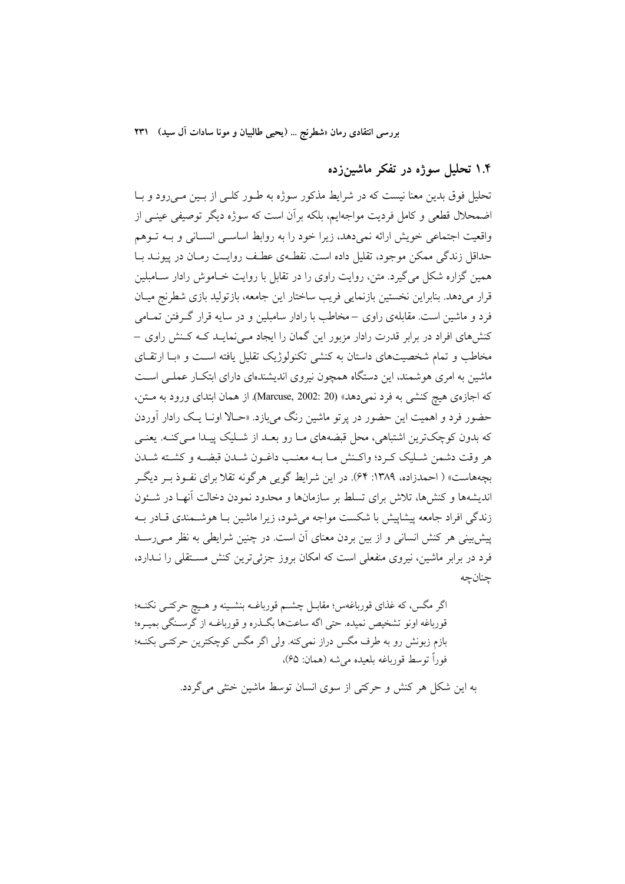## ۱.۴ تحلیل سوژه در تفکر ماشین‌زده

تحلیل فوق بدین معنا نیست که در شرایط مذکور سوژه به طـور کلـی از بـین مـی‌رود و بـا اضمحلال قطعی و کامل فردیت مواجهایم، بلکه برآن است که سوژه دیگر توصیفی عینـی از واقعیت اجتماعی خویش ارائه نمی‌دهد، زیرا خود را به روابط اساسـی انسـانی و بـه تـوهم حداقل زندگی ممکن موجود، تقلیل داده است. نقطـه‌ی عطـف روایـت رمـان در پیونـد بـا همین گزاره شکل می‌گیرد. متن، روایت راوی را در تقابل با روایت خـاموش رادار سـامبلین قرار می‌دهد. بنابراین نخستین بازنمایی فریب ساختار این جامعه، بازتولید بازی شطرنج میـان فرد و ماشین است. مقابله‌ی راوی – مخاطب با رادار سامبلین و در سایه قرار گـرفتن تمـامی کنش‌های افراد در برابر قدرت رادار مزبور این گمان را ایجاد مـی‌نمایـد کـه کـنش راوی – مخاطب و تمام شخصیت‌های داستان به کنشی تکنولوژیک تقلیل یافته اسـت و «بـا ارتقـای ماشین به امری هوشمند، این دستگاه همچون نیروی اندیشنده‌ای دارای ابتکـار عملـی اسـت که اجازه‌ی هیچ کنشی به فرد نمی‌دهد» (Marcuse, 2002: 20). از همان ابتدای ورود به مـتن، حضور فرد و اهمیت این حضور در پرتو ماشین رنگ می‌بازد. «حـالا اونـا یـک رادار آوردن که بدون کوچک‌ترین اشتباهی، محل قبضه‌های مـا رو بعـد از شـلیک پیـدا مـی‌کنـه. یعنـی هر وقت دشمن شـلیک کـرد؛ واکـنش مـا بـه معنـب داغـون شـدن قبضـه و کشـته شـدن بچه‌هاست» ( احمدزاده، ۱۳۸۹: ۶۴). در این شرایط گویی هرگونه تقلا برای نفـوذ بـر دیگـر اندیشه‌ها و کنش‌ها، تلاش برای تسلط بر سازمان‌ها و محدود نمودن دخالت آنهـا در شـئون زندگی افراد جامعه پیشاپیش با شکست مواجه می‌شود، زیرا ماشین بـا هوشـمندی قـادر بـه پیش‌بینی هر کنش انسانی و از بین بردن معنای آن است. در چنین شرایطی به نظر مـی‌رسـد فرد در برابر ماشین، نیروی منفعلی است که امکان بروز جزئی‌ترین کنش مسـتقلی را نـدارد، چنانچه

> اگر مگس، که غذای قورباغه‌س؛ مقابـل چشـم قورباغـه بنشـینه و هـیچ حرکتـی نکنـه؛ قورباغه اونو تشخیص نمیده. حتی اگه ساعت‌ها بگـذره و قورباغـه از گرسـنگی بمیـره؛ بازم زبونش رو به طرف مگس دراز نمی‌کنه. ولی اگر مگس کوچکترین حرکتـی بکنـه؛ فوراً توسط قورباغه بلعیده می‌شه (همان: ۶۵).

به این شکل هر کنش و حرکتی از سوی انسان توسط ماشین خنثی می‌گردد.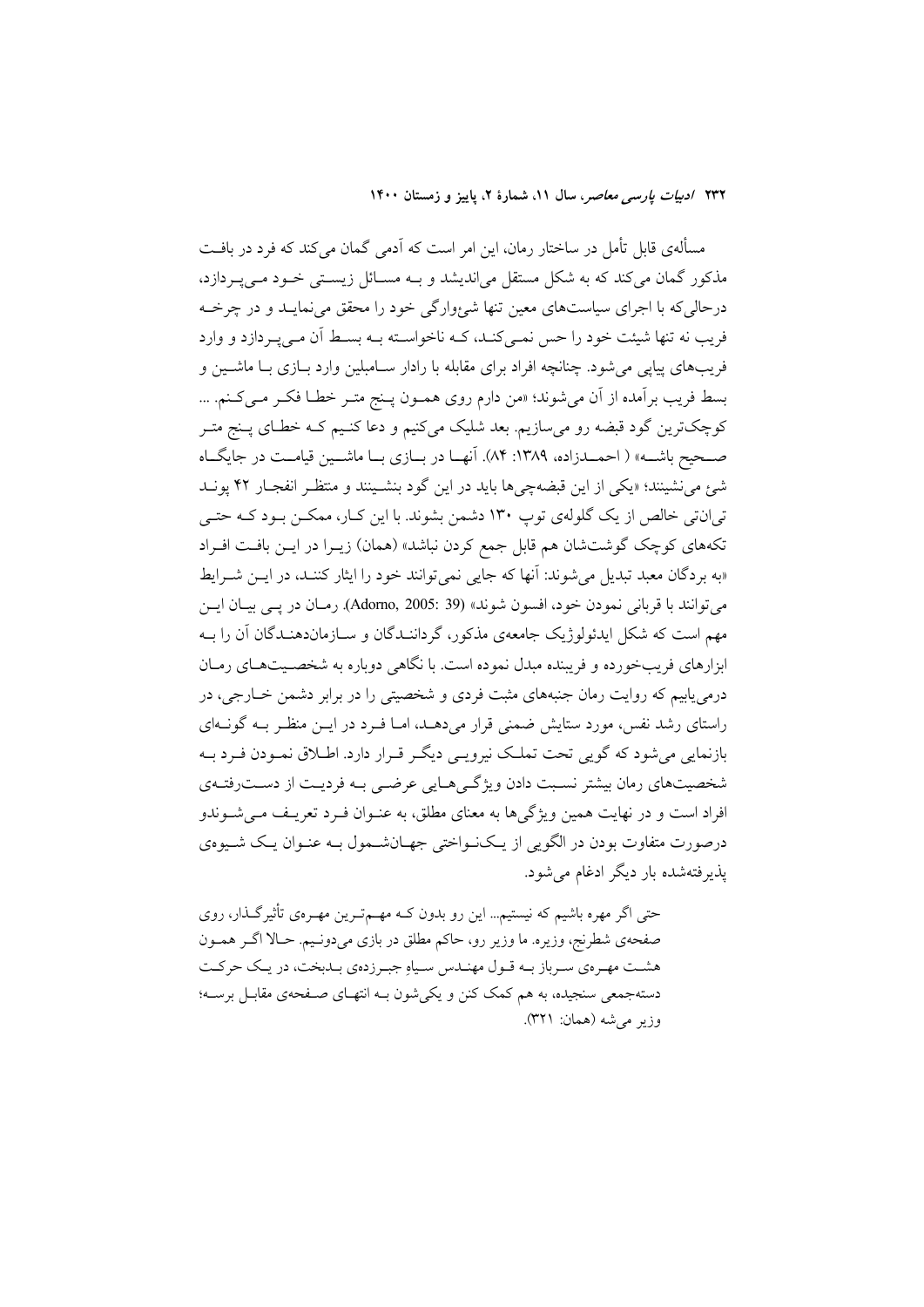مسألهی قابل تأمل در ساختار رمان، این امر است که آدمی گمان می‌کند که فرد در بافت مذکور گمان می‌کند که به شکل مستقل می‌اندیشد و به مسائل زیستی خود می‌پردازد، درحالی‌که با اجرای سیاست‌های معین تنها شیءوارگی خود را محقق می‌نماید و در چرخه فریب نه تنها شیئت خود را حس نمی‌کند، که ناخواسته به بسط آن می‌پردازد و وارد فریب‌های پیاپی می‌شود. چنانچه افراد برای مقابله با رادار سامبلین وارد بازی با ماشین و بسط فریب برآمده از آن می‌شوند؛ «من دارم روی همون پنج متر خطا فکر می‌کنم. ... کوچک‌ترین گود قبضه رو می‌سازیم. بعد شلیک می‌کنیم و دعا کنیم که خطای پنج متر صحیح باشه» ( احمدزاده، ۱۳۸۹: ۸۴). آنها در بازی با ماشین قیامت در جایگاه شئ می‌نشینند؛ «یکی از این قبضه‌چی‌ها باید در این گود بنشینند و منتظر انفجار ۴۲ پوند تی‌ان‌تی خالص از یک گلوله‌ی توپ ۱۳۰ دشمن بشوند. با این کار، ممکن بود که حتی تکه‌های کوچک گوشت‌شان هم قابل جمع کردن نباشد» (همان) زیرا در این بافت افراد «به بردگان معبد تبدیل می‌شوند: آنها که جایی نمی‌توانند خود را ایثار کنند، در این شرایط می‌توانند با قربانی نمودن خود، افسون شوند» (Adorno, 2005: 39). رمان در پی بیان این مهم است که شکل ایدئولوژیک جامعه‌ی مذکور، گردانندگان و سازمان‌دهندگان آن را به ابزارهای فریب‌خورده و فریبنده مبدل نموده است. با نگاهی دوباره به شخصیت‌های رمان درمی‌یابیم که روایت رمان جنبه‌های مثبت فردی و شخصیتی را در برابر دشمن خارجی، در راستای رشد نفس، مورد ستایش ضمنی قرار می‌دهد، اما فرد در این منظر به گونه‌ای بازنمایی می‌شود که گویی تحت تملک نیرویی دیگر قرار دارد. اطلاق نمودن فرد به شخصیت‌های رمان بیشتر نسبت دادن ویژگی‌هایی عرضی به فردیت از دست‌رفته‌ی افراد است و در نهایت همین ویژگی‌ها به معنای مطلق، به عنوان فرد تعریف می‌شوندو درصورت متفاوت بودن در الگویی از یک‌نواختی جهان‌شمول به عنوان یک شیوه‌ی پذیرفته‌شده بار دیگر ادغام می‌شود.

> حتی اگر مهره باشیم که نیستیم... این رو بدون که مهم‌ترین مهره‌ی تأثیرگذار، روی صفحه‌ی شطرنج، وزیره. ما وزیر رو، حاکم مطلق در بازی می‌دونیم. حالا اگر همون هشت مهره‌ی سرباز به قول مهندس سیاهِ جبرزده‌ی بدبخت، در یک حرکت دسته‌جمعی سنجیده، به هم کمک کنن و یکی‌شون به انتهای صفحه‌ی مقابل برسه؛ وزیر می‌شه (همان: ۳۲۱).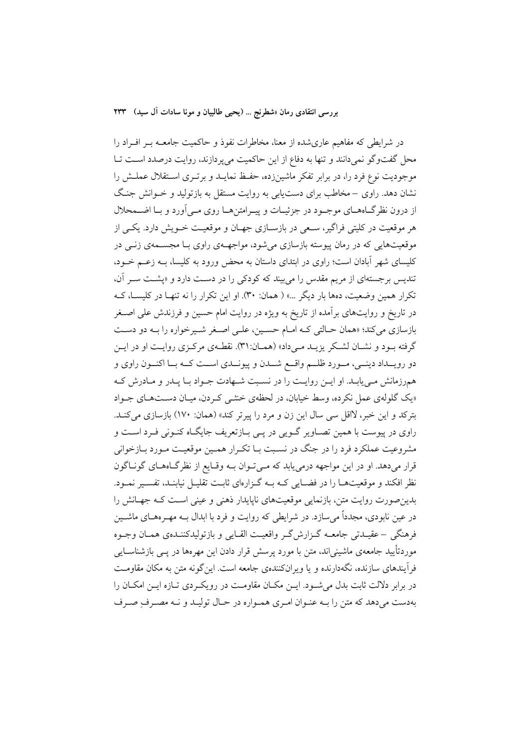در شرایطی که مفاهیم عاری‌شده از معنا، مخاطرات نفوذ و حاکمیت جامعه بر افراد را محل گفت‌وگو نمی‌دانند و تنها به دفاع از این حاکمیت می‌پردازند، روایت درصدد است تا موجودیت نوع فرد را، در برابر تفکر ماشین‌زده، حفظ نماید و برتری استقلال عملش را نشان دهد. راوی – مخاطب برای دست‌یابی به روایت مستقل به بازتولید و خوانش جنگ از درون نظرگاه‌های موجود در جزئیات و پیرامتن‌ها روی می‌آورد و با اضمحلال هر موقعیت در کلیتی فراگیر، سعی در بازسازی جهان و موقعیت خویش دارد. یکی از موقعیت‌هایی که در رمان پیوسته بازسازی می‌شود، مواجهه‌ی راوی با مجسمه‌ی زنی در کلیسای شهر آبادان است؛ راوی در ابتدای داستان به محض ورود به کلیسا، به زعم خود، تندیس برجسته‌ای از مریم مقدس را می‌بیند که کودکی را در دست دارد و «پشت سر آن، تکرار همین وضعیت، ده‌ها بار دیگر ...» ( همان: ۳۰). او این تکرار را نه تنها در کلیسا، که در تاریخ و روایت‌های برآمده از تاریخ به ویژه در روایت امام حسین و فرزندش علی اصغر بازسازی می‌کند؛ «همان حالتی که امام حسین، علی اصغر شیرخواره را به دو دست گرفته بود و نشان لشکر یزید می‌داد» (همان:۳۱). نقطه‌ی مرکزی روایت او در این دو رویداد دینی، مورد ظلم واقع شدن و پیوندی است که با اکنون راوی و هم‌رزمانش می‌یابد. او این روایت را در نسبت شهادت جواد با پدر و مادرش که «یک گلوله‌ی عمل نکرده، وسط خیابان، در لحظه‌ی خنثی کردن، میان دست‌های جواد بترکد و این خبر، لااقل سی سال این زن و مرد را پیرتر کند» (همان: ۱۷۰) بازسازی می‌کند. راوی در پیوست با همین تصاویر گویی در پی بازتعریف جایگاه کنونی فرد است و مشروعیت عملکرد فرد را در جنگ در نسبت با تکرار همین موقعیت مورد بازخوانی قرار می‌دهد. او در این مواجهه درمی‌یابد که می‌توان به وقایع از نظرگاه‌های گوناگون نظر افکند و موقعیت‌ها را در فضایی که به گزاره‌ای ثابت تقلیل نیابند، تفسیر نمود. بدین‌صورت روایت متن، بازنمایی موقعیت‌های ناپایدار ذهنی و عینی است که جهانش را در عین نابودی، مجدداً می‌سازد. در شرایطی که روایت و فرد با ابدال به مهره‌های ماشین فرهنگی – عقیدتی جامعه گزارش‌گر واقعیت القایی و بازتولیدکننده‌ی همان وجوه موردتأیید جامعه‌ی ماشینی‌اند، متن با مورد پرسش قرار دادن این مهره‌ها در پی بازشناسایی فرآیندهای سازنده، نگه‌دارنده و یا ویران‌کننده‌ی جامعه است. این‌گونه متن به مکان مقاومت در برابر دلالت ثابت بدل می‌شود. این مکان مقاومت در رویکردی تازه این امکان را به‌دست می‌دهد که متن را به عنوان امری همواره در حال تولید و نه مصرفِ صرف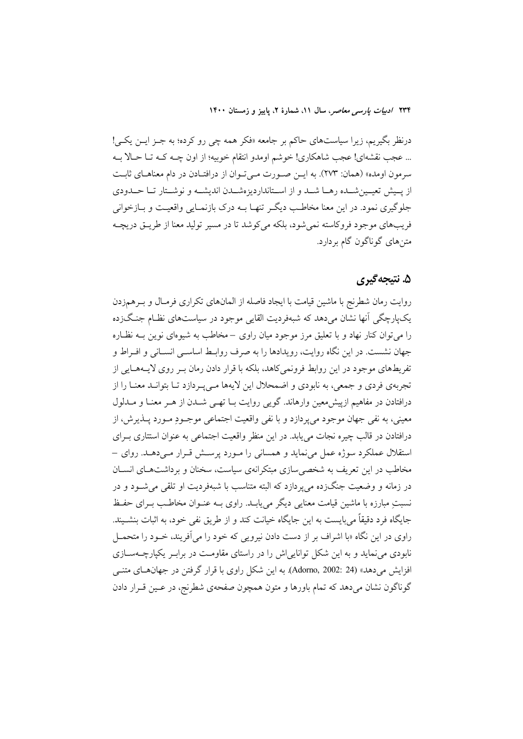درنظر بگیریم، زیرا سیاست‌های حاکم بر جامعه «فکر همه چی رو کرده؛ به جـز ایـن یکـی! ... عجب نقشه‌ای! عجب شاهکاری! خوشم اومدو انتقام خوبیه؛ از اون چـه کـه تـا حـالا بـه سرمون اومده» (همان: ۲۷۳). به ایـن صـورت مـی‌تـوان از درافتـادن در دام معناهـای ثابـت از پـیش تعیـین‌شـده رهـا شـد و از اسـتانداردیزه‌شـدن اندیشـه و نوشـتار تـا حـدودی جلوگیری نمود. در این معنا مخاطـب دیگـر تنهـا بـه درک بازنمـایی واقعیـت و بـازخوانی فریب‌های موجود فروکاسته نمی‌شود، بلکه می‌کوشد تا در مسیر تولید معنا از طریـق دریچـه متن‌های گوناگون گام بردارد.

## ۵. نتیجه‌گیری

روایت رمان شطرنج با ماشین قیامت با ایجاد فاصله از المان‌های تکراری فرمـال و بـرهم‌زدن یک‌پارچگی آنها نشان می‌دهد که شبه‌فردیت القایی موجود در سیاست‌های نظـام جنـگ‌زده را می‌توان کنار نهاد و با تعلیق مرز موجود میان راوی – مخاطب به شیوه‌ای نوین بـه نظـاره جهان نشست. در این نگاه روایت، رویدادها را به صرف روابـط اساسـی انسـانی و افـراط و تفریط‌های موجود در این روابط فرونمی‌کاهد، بلکه با قرار دادن رمان بـر روی لایـه‌هـایی از تجربه‌ی فردی و جمعی، به نابودی و اضمحلال این لایه‌ها مـی‌پـردازد تـا بتوانـد معنـا را از درافتادن در مفاهیم ازپیش‌معین وارهاند. گویی روایت بـا تهـی شـدن از هـر معنـا و مـدلول معینی، به نفی جهان موجود می‌پردازد و با نفی واقعیت اجتماعی موجـودِ مـورد پـذیرش، از درافتادن در قالب چیره نجات می‌یابد. در این منظر واقعیت اجتماعی به عنوان استتاری بـرای استقلال عملکرد سوژه عمل می‌نماید و همسانی را مـورد پرسـش قـرار مـی‌دهـد. روای – مخاطب در این تعریف به شخصی‌سازی مبتکرانه‌ی سیاست، سخنان و برداشت‌هـای انسـان در زمانه و وضعیت جنگ‌زده می‌پردازد که البته متناسب با شبه‌فردیت او تلقی می‌شـود و در نسبتِ مبارزه با ماشین قیامت معنایی دیگر می‌یابـد. راوی بـه عنـوان مخاطـب بـرای حفـظ جایگاه فرد دقیقاً می‌بایست به این جایگاه خیانت کند و از طریق نفی خود، به اثبات بنشـیند. راوی در این نگاه «با اشراف بر از دست دادن نیرویی که خود را می‌آفریند، خـود را متحمـل نابودی می‌نماید و به این شکل توانایی‌اش را در راستای مقاومـت در برابـر یکپارچـه‌سـازی افزایش می‌دهد» (Adorno, 2002: 24). به این شکل راوی با قرار گرفتن در جهان‌هـای متنـی گوناگون نشان می‌دهد که تمام باورها و متون همچون صفحه‌ی شطرنج، در عـین قـرار دادن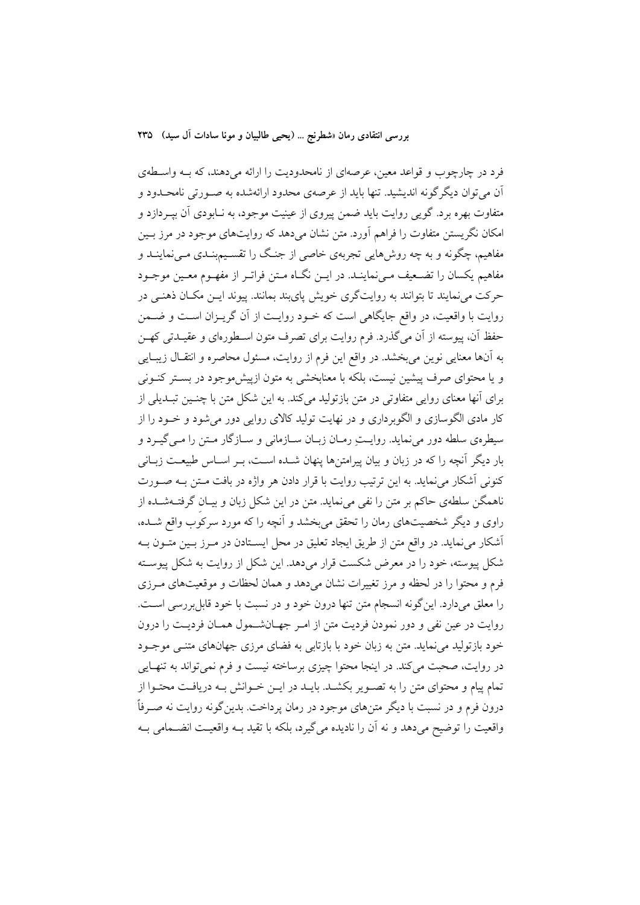فرد در چارچوب و قواعد معین، عرصه‌ای از نامحدودیت را ارائه می‌دهند، که بـه واسـطه‌ی آن می‌توان دیگرگونه اندیشید. تنها باید از عرصه‌ی محدود ارائه‌شده به صـورتی نامحـدود و متفاوت بهره برد. گویی روایت باید ضمن پیروی از عینیت موجود، به نـابودی آن بپـردازد و امکان نگریستن متفاوت را فراهم آورد. متن نشان می‌دهد که روایت‌های موجود در مرز بـین مفاهیم، چگونه و به چه روش‌هایی تجربه‌ی خاصی از جنـگ را تقسـیم‌بنـدی مـی‌نماینـد و مفاهیم یکسان را تضـعیف مـی‌نماینـد. در ایـن نگـاه مـتن فراتـر از مفهـوم معـین موجـود حرکت می‌نمایند تا بتوانند به روایت‌گری خویش پای‌بند بمانند. پیوند ایـن مکـان ذهنـی در روایت با واقعیت، در واقع جایگاهی است که خـود روایـت از آن گریـزان اسـت و ضـمن حفظ آن، پیوسته از آن می‌گذرد. فرم روایت برای تصرف متون اسـطوره‌ای و عقیـدتی کهـن به آن‌ها معنایی نوین می‌بخشد. در واقع این فرم از روایت، مسئول محاصره و انتقـال زیبـایی و یا محتوای صرف پیشین نیست، بلکه با معنابخشی به متون ازپیش‌موجود در بسـتر کنـونی برای آنها معنای روایی متفاوتی در متن بازتولید می‌کند. به این شکل متن با چنـین تبـدیلی از کار مادی الگوسازی و الگوبرداری و در نهایت تولید کالای روایی دور می‌شود و خـود را از سیطره‌ی سلطه دور می‌نماید. روایـتِ رمـان زبـان سـازمانی و سـازگار مـتن را مـی‌گیـرد و بار دیگر آنچه را که در زبان و بیان پیرامتن‌ها پنهان شـده اسـت، بـر اسـاس طبیعـت زبـانی کنونی آشکار می‌نماید. به این ترتیب روایت با قرار دادن هر واژه در بافت مـتن بـه صـورت ناهمگن سلطه‌ی حاکم بر متن را نفی می‌نماید. متن در این شکل زبان و بیـان گرفتـه‌شـده از راوی و دیگر شخصیت‌های رمان را تحقق می‌بخشد و آنچه را که مورد سرکوب واقع شـده، آشکار می‌نماید. در واقع متن از طریق ایجاد تعلیق در محل ایسـتادن در مـرز بـین متـون بـه شکل پیوسته، خود را در معرض شکست قرار می‌دهد. این شکل از روایت به شکل پیوسـته فرم و محتوا را در لحظه و مرز تغییرات نشان می‌دهد و همان لحظات و موقعیت‌های مـرزی را معلق می‌دارد. این‌گونه انسجام متن تنها درون خود و در نسبت با خود قابل‌بررسی اسـت. روایت در عین نفی و دور نمودن فردیت متن از امـر جهـان‌شـمول همـان فردیـت را درون خود بازتولید می‌نماید. متن به زبان خود با بازتابی به فضای مرزی جهان‌های متنـی موجـود در روایت، صحبت می‌کند. در اینجا محتوا چیزی برساخته نیست و فرم نمی‌تواند به تنهـایی تمام پیام و محتوای متن را به تصـویر بکشـد. بایـد در ایـن خـوانش بـه دریافـت محتـوا از درون فرم و در نسبت با دیگر متن‌های موجود در رمان پرداخت. بدین‌گونه روایت نه صـرفاً واقعیت را توضیح می‌دهد و نه آن را نادیده می‌گیرد، بلکه با تقید بـه واقعیـت انضـمامی بـه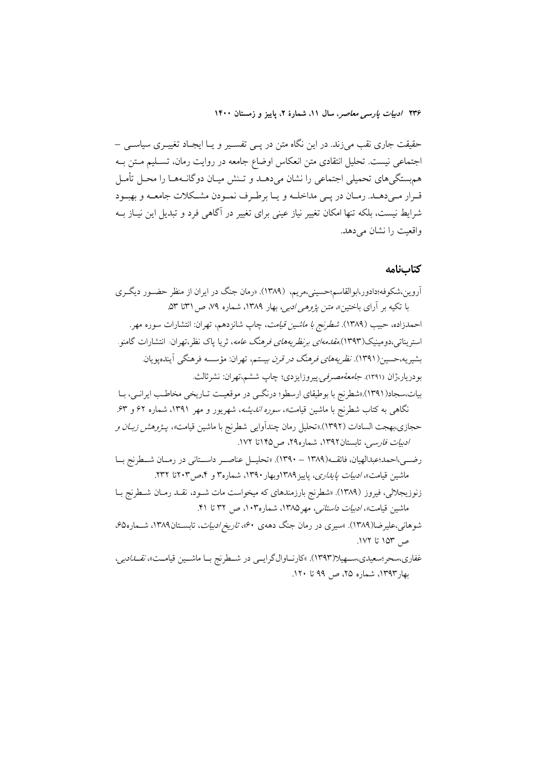حقیقت جاری نقب می‌زند. در این نگاه متن در پی تفسیر و یا ایجاد تغییری سیاسی – اجتماعی نیست. تحلیل انتقادی متن انعکاس اوضاع جامعه در روایت رمان، تسلیم متن به هم‌بستگی‌های تحمیلی اجتماعی را نشان می‌دهد و تنش میان دوگانه‌ها را محل تأمل قرار می‌دهد. رمان در پی مداخله و یا برطرف نمودن مشکلات جامعه و بهبود شرایط نیست، بلکه تنها امکان تغییر نیاز عینی برای تغییر در آگاهی فرد و تبدیل این نیاز به واقعیت را نشان می‌دهد.

## کتاب‌نامه

آروین،شکوفه؛دادور،ابوالقاسم؛حسینی،مریم، (۱۳۸۹). «رمان جنگ در ایران از منظر حضور دیگری با تکیه بر آرای باختین»، *متن پژوهی ادبی*، بهار ۱۳۸۹، شماره ۷۹، ص ۳۱تا ۵۳.

احمدزاده، حبیب (۱۳۸۹). *شطرنج با ماشین قیامت*، چاپ شانزدهم، تهران: انتشارات سوره مهر.

استریناتی،دومینیک(۱۳۹۳).*مقدمه‌ای برنظریه‌های فرهنگ عامه*، ثریا پاک نظر،تهران: انتشارات گامنو.

بشیریه،حسین(۱۳۹۱). *نظریه‌های فرهنگ در قرن بیستم*، تهران: مؤسسه فرهنگی آینده‌پویان.

بودریار،ژان (۱۳۹۱). *جامعهٔ‌مصرفی*.پیروزایزدی؛ چاپ ششم،تهران: نشرثالث.

بیات،سجاد(۱۳۹۱).«شطرنج با بوطیقای ارسطو؛ درنگی در موقعیت تاریخی مخاطب ایرانی، با نگاهی به کتاب شطرنج با ماشین قیامت»، *سوره اندیشه*، شهریور و مهر ۱۳۹۱، شماره ۶۲ و ۶۳.

حجازی،بهجت السادات (۱۳۹۲).«تحلیل رمان چندآوایی شطرنج با ماشین قیامت»، *پژوهش زبان و ادبیات فارسی*، تابستان۱۳۹۲، شماره۲۹، ص۱۴۵تا ۱۷۲.

رضی،احمد؛عبدالهیان، فائقه(۱۳۸۹ – ۱۳۹۰). «تحلیل عناصر داستانی در رمان شطرنج با ماشین قیامت»، *ادبیات پایداری*، پاییز۱۳۸۹وبهار۱۳۹۰، شماره۳ و ۴،ص۲۰۳تا ۲۳۲.

زنوزیجلالی، فیروز (۱۳۸۹). «شطرنج بازرمندهای که میخواست مات شود، نقد رمان شطرنج با ماشین قیامت»، *ادبیات داستانی*، مهر۱۳۸۵، شماره۱۰۳، ص ۳۲ تا ۴۱.

شوهانی،علیرضا(۱۳۸۹). «سیری در رمان جنگ دههی ۶۰»، *تاریخ ادبیات*، تابستان۱۳۸۹، شماره۶۵، ص ۱۵۳ تا ۱۷۲.

غفاری،سحر؛سعیدی،سهیلا(۱۳۹۳). «کارناوال‌گرایی در شطرنج با ماشین قیامت»، *نقدادبی*، بهار۱۳۹۳، شماره ۲۵، ص ۹۹ تا ۱۲۰.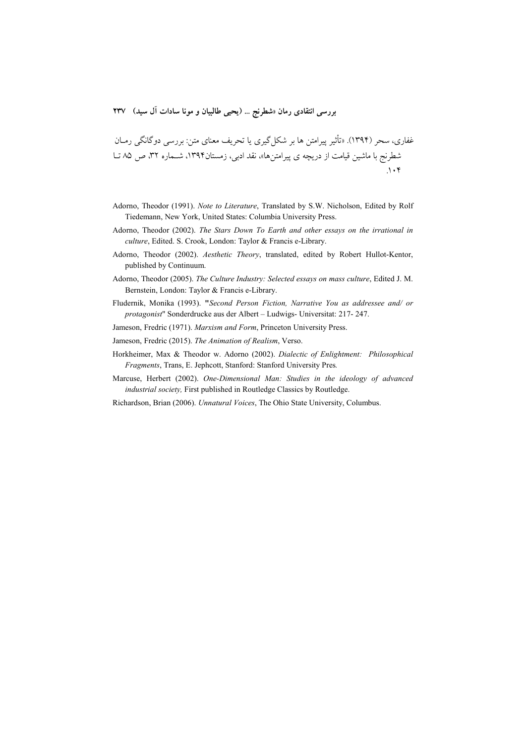غفاری، سحر (۱۳۹۴). «تأثیر پیرامتن ها بر شکل‌گیری یا تحریف معنای متن: بررسی دوگانگی رمـان شطرنج با ماشین قیامت از دریچه ی پیرامتن‌ها»، نقد ادبی، زمستان۱۳۹۴، شـماره ۳۲، ص ۸۵ تـا ۱۰۴.

Adorno, Theodor (1991). *Note to Literature*, Translated by S.W. Nicholson, Edited by Rolf Tiedemann, New York, United States: Columbia University Press.

Adorno, Theodor (2002). *The Stars Down To Earth and other essays on the irrational in culture*, Edited. S. Crook, London: Taylor & Francis e-Library.

Adorno, Theodor (2002). *Aesthetic Theory*, translated, edited by Robert Hullot-Kentor, published by Continuum.

Adorno, Theodor (2005). *The Culture Industry: Selected essays on mass culture*, Edited J. M. Bernstein, London: Taylor & Francis e-Library.

Fludernik, Monika (1993). "*Second Person Fiction, Narrative You as addressee and/ or protagonist*" Sonderdrucke aus der Albert – Ludwigs- Universitat: 217- 247.

Jameson, Fredric (1971). *Marxism and Form*, Princeton University Press.

Jameson, Fredric (2015). *The Animation of Realism*, Verso.

Horkheimer, Max & Theodor w. Adorno (2002). *Dialectic of Enlightment: Philosophical Fragments*, Trans, E. Jephcott, Stanford: Stanford University Pres.

Marcuse, Herbert (2002). *One-Dimensional Man: Studies in the ideology of advanced industrial society,* First published in Routledge Classics by Routledge.

Richardson, Brian (2006). *Unnatural Voices*, The Ohio State University, Columbus.